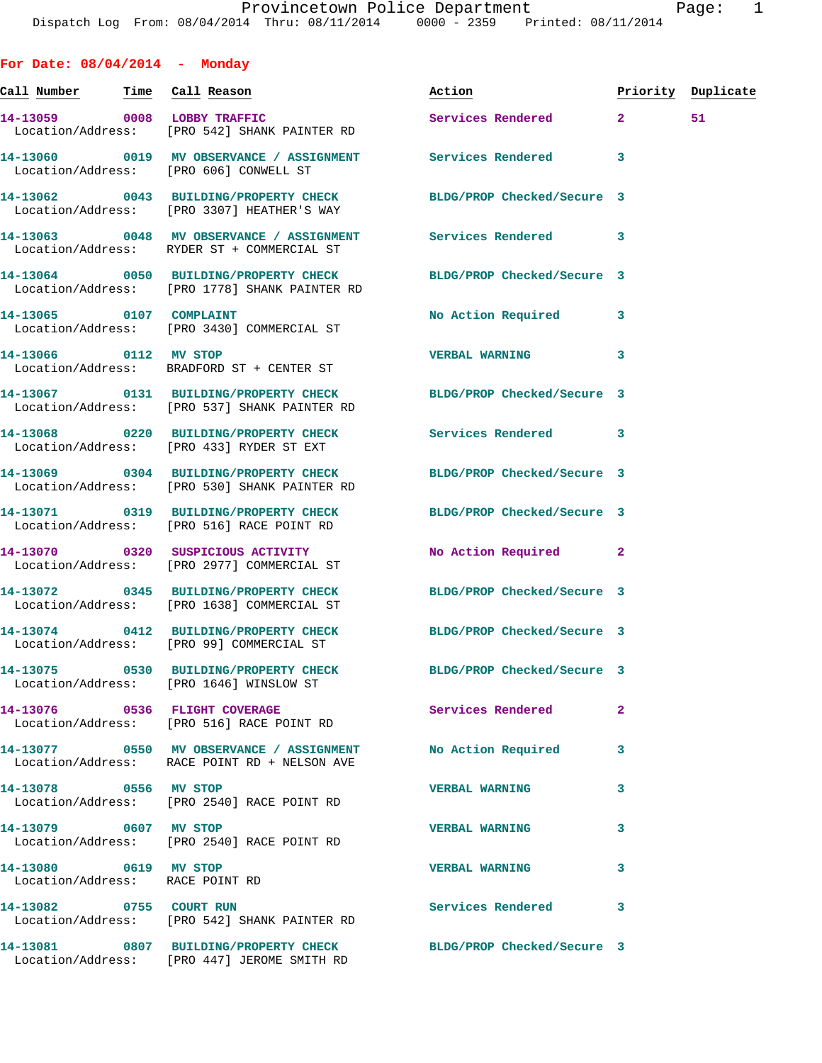Dispatch Log From: 08/04/2014 Thru: 08/11/2014 0000 - 2359 Printed: 08/11/2014

## For Date: 08/04/2014 - Monday

| Call Number | Time | Call Reason | Action | Priority | Duplicate |
|---|---|---|---|---|---|
| 14-13059 | 0008 | LOBBY TRAFFIC | Services Rendered | 2 | 51 |
| Location/Address: | | [PRO 542] SHANK PAINTER RD | | | |
| 14-13060 | 0019 | MV OBSERVANCE / ASSIGNMENT | Services Rendered | 3 | |
| Location/Address: | | [PRO 606] CONWELL ST | | | |
| 14-13062 | 0043 | BUILDING/PROPERTY CHECK | BLDG/PROP Checked/Secure | 3 | |
| Location/Address: | | [PRO 3307] HEATHER'S WAY | | | |
| 14-13063 | 0048 | MV OBSERVANCE / ASSIGNMENT | Services Rendered | 3 | |
| Location/Address: | | RYDER ST + COMMERCIAL ST | | | |
| 14-13064 | 0050 | BUILDING/PROPERTY CHECK | BLDG/PROP Checked/Secure | 3 | |
| Location/Address: | | [PRO 1778] SHANK PAINTER RD | | | |
| 14-13065 | 0107 | COMPLAINT | No Action Required | 3 | |
| Location/Address: | | [PRO 3430] COMMERCIAL ST | | | |
| 14-13066 | 0112 | MV STOP | VERBAL WARNING | 3 | |
| Location/Address: | | BRADFORD ST + CENTER ST | | | |
| 14-13067 | 0131 | BUILDING/PROPERTY CHECK | BLDG/PROP Checked/Secure | 3 | |
| Location/Address: | | [PRO 537] SHANK PAINTER RD | | | |
| 14-13068 | 0220 | BUILDING/PROPERTY CHECK | Services Rendered | 3 | |
| Location/Address: | | [PRO 433] RYDER ST EXT | | | |
| 14-13069 | 0304 | BUILDING/PROPERTY CHECK | BLDG/PROP Checked/Secure | 3 | |
| Location/Address: | | [PRO 530] SHANK PAINTER RD | | | |
| 14-13071 | 0319 | BUILDING/PROPERTY CHECK | BLDG/PROP Checked/Secure | 3 | |
| Location/Address: | | [PRO 516] RACE POINT RD | | | |
| 14-13070 | 0320 | SUSPICIOUS ACTIVITY | No Action Required | 2 | |
| Location/Address: | | [PRO 2977] COMMERCIAL ST | | | |
| 14-13072 | 0345 | BUILDING/PROPERTY CHECK | BLDG/PROP Checked/Secure | 3 | |
| Location/Address: | | [PRO 1638] COMMERCIAL ST | | | |
| 14-13074 | 0412 | BUILDING/PROPERTY CHECK | BLDG/PROP Checked/Secure | 3 | |
| Location/Address: | | [PRO 99] COMMERCIAL ST | | | |
| 14-13075 | 0530 | BUILDING/PROPERTY CHECK | BLDG/PROP Checked/Secure | 3 | |
| Location/Address: | | [PRO 1646] WINSLOW ST | | | |
| 14-13076 | 0536 | FLIGHT COVERAGE | Services Rendered | 2 | |
| Location/Address: | | [PRO 516] RACE POINT RD | | | |
| 14-13077 | 0550 | MV OBSERVANCE / ASSIGNMENT | No Action Required | 3 | |
| Location/Address: | | RACE POINT RD + NELSON AVE | | | |
| 14-13078 | 0556 | MV STOP | VERBAL WARNING | 3 | |
| Location/Address: | | [PRO 2540] RACE POINT RD | | | |
| 14-13079 | 0607 | MV STOP | VERBAL WARNING | 3 | |
| Location/Address: | | [PRO 2540] RACE POINT RD | | | |
| 14-13080 | 0619 | MV STOP | VERBAL WARNING | 3 | |
| Location/Address: | | RACE POINT RD | | | |
| 14-13082 | 0755 | COURT RUN | Services Rendered | 3 | |
| Location/Address: | | [PRO 542] SHANK PAINTER RD | | | |
| 14-13081 | 0807 | BUILDING/PROPERTY CHECK | BLDG/PROP Checked/Secure | 3 | |
| Location/Address: | | [PRO 447] JEROME SMITH RD | | | |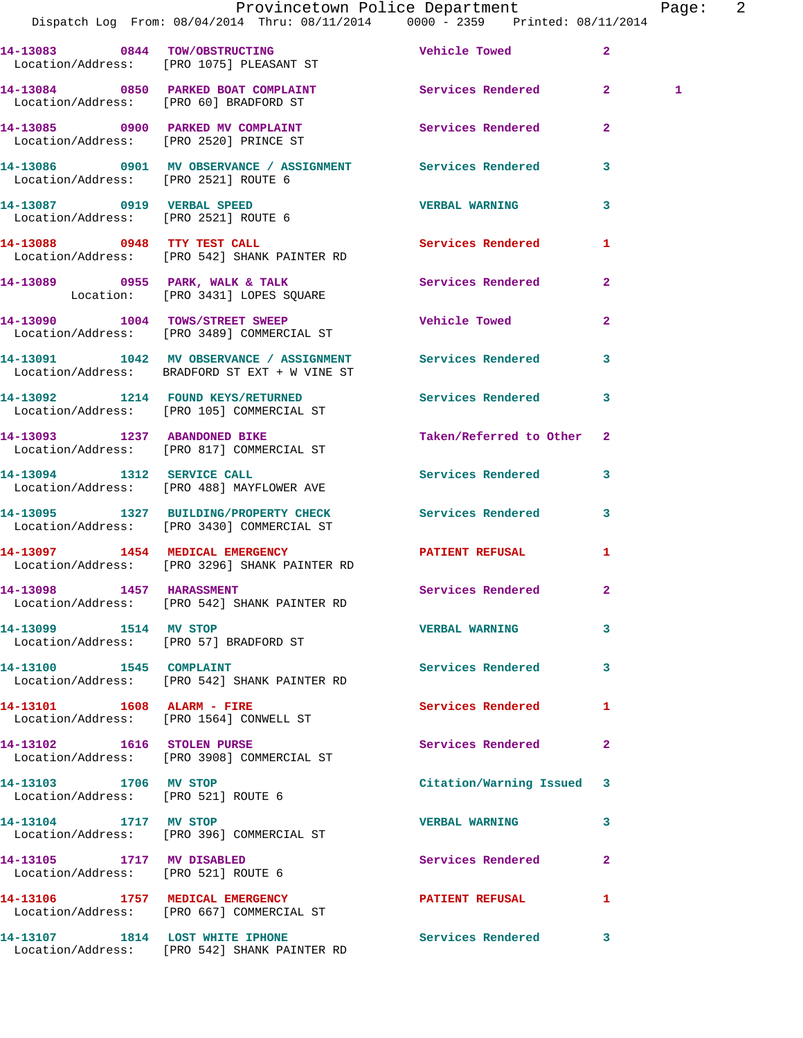14-13083 0844 TOW/OBSTRUCTING Vehicle Towed 2
Location/Address: [PRO 1075] PLEASANT ST

14-13084 0850 PARKED BOAT COMPLAINT Services Rendered 2 1
Location/Address: [PRO 60] BRADFORD ST

14-13085 0900 PARKED MV COMPLAINT Services Rendered 2
Location/Address: [PRO 2520] PRINCE ST

14-13086 0901 MV OBSERVANCE / ASSIGNMENT Services Rendered 3
Location/Address: [PRO 2521] ROUTE 6

14-13087 0919 VERBAL SPEED VERBAL WARNING 3
Location/Address: [PRO 2521] ROUTE 6

14-13088 0948 TTY TEST CALL Services Rendered 1
Location/Address: [PRO 542] SHANK PAINTER RD

14-13089 0955 PARK, WALK & TALK Services Rendered 2
Location: [PRO 3431] LOPES SQUARE

14-13090 1004 TOWS/STREET SWEEP Vehicle Towed 2
Location/Address: [PRO 3489] COMMERCIAL ST

14-13091 1042 MV OBSERVANCE / ASSIGNMENT Services Rendered 3
Location/Address: BRADFORD ST EXT + W VINE ST

14-13092 1214 FOUND KEYS/RETURNED Services Rendered 3
Location/Address: [PRO 105] COMMERCIAL ST

14-13093 1237 ABANDONED BIKE Taken/Referred to Other 2
Location/Address: [PRO 817] COMMERCIAL ST

14-13094 1312 SERVICE CALL Services Rendered 3
Location/Address: [PRO 488] MAYFLOWER AVE

14-13095 1327 BUILDING/PROPERTY CHECK Services Rendered 3
Location/Address: [PRO 3430] COMMERCIAL ST

14-13097 1454 MEDICAL EMERGENCY PATIENT REFUSAL 1
Location/Address: [PRO 3296] SHANK PAINTER RD

14-13098 1457 HARASSMENT Services Rendered 2
Location/Address: [PRO 542] SHANK PAINTER RD

14-13099 1514 MV STOP VERBAL WARNING 3
Location/Address: [PRO 57] BRADFORD ST

14-13100 1545 COMPLAINT Services Rendered 3
Location/Address: [PRO 542] SHANK PAINTER RD

14-13101 1608 ALARM - FIRE Services Rendered 1
Location/Address: [PRO 1564] CONWELL ST

14-13102 1616 STOLEN PURSE Services Rendered 2
Location/Address: [PRO 3908] COMMERCIAL ST

14-13103 1706 MV STOP Citation/Warning Issued 3
Location/Address: [PRO 521] ROUTE 6

14-13104 1717 MV STOP VERBAL WARNING 3
Location/Address: [PRO 396] COMMERCIAL ST

14-13105 1717 MV DISABLED Services Rendered 2
Location/Address: [PRO 521] ROUTE 6

14-13106 1757 MEDICAL EMERGENCY PATIENT REFUSAL 1
Location/Address: [PRO 667] COMMERCIAL ST

14-13107 1814 LOST WHITE IPHONE Services Rendered 3
Location/Address: [PRO 542] SHANK PAINTER RD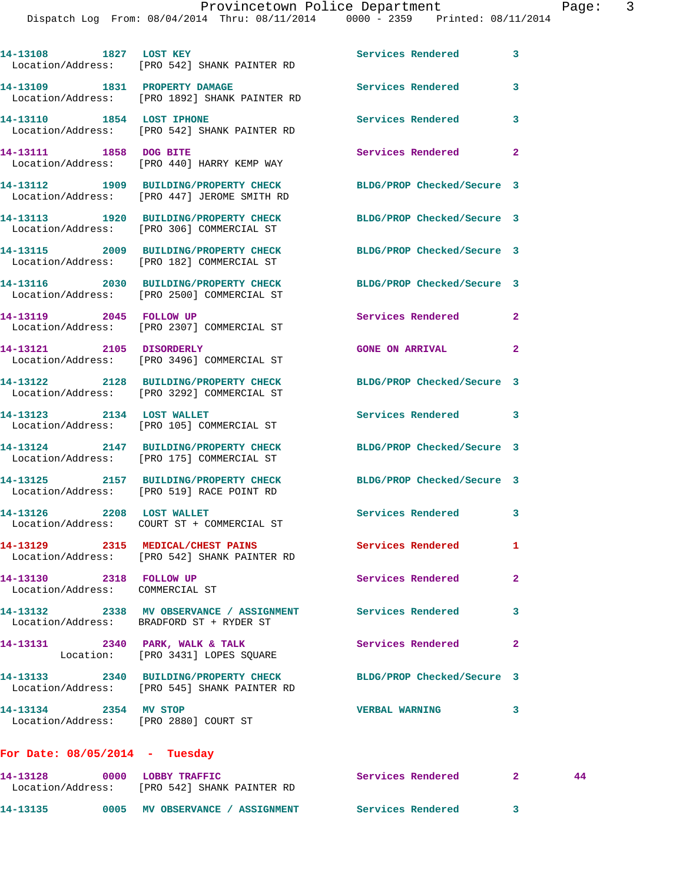14-13108 1827 LOST KEY Services Rendered 3
Location/Address: [PRO 542] SHANK PAINTER RD

14-13109 1831 PROPERTY DAMAGE Services Rendered 3
Location/Address: [PRO 1892] SHANK PAINTER RD

14-13110 1854 LOST IPHONE Services Rendered 3
Location/Address: [PRO 542] SHANK PAINTER RD

14-13111 1858 DOG BITE Services Rendered 2
Location/Address: [PRO 440] HARRY KEMP WAY

14-13112 1909 BUILDING/PROPERTY CHECK BLDG/PROP Checked/Secure 3
Location/Address: [PRO 447] JEROME SMITH RD

14-13113 1920 BUILDING/PROPERTY CHECK BLDG/PROP Checked/Secure 3
Location/Address: [PRO 306] COMMERCIAL ST

14-13115 2009 BUILDING/PROPERTY CHECK BLDG/PROP Checked/Secure 3
Location/Address: [PRO 182] COMMERCIAL ST

14-13116 2030 BUILDING/PROPERTY CHECK BLDG/PROP Checked/Secure 3
Location/Address: [PRO 2500] COMMERCIAL ST

14-13119 2045 FOLLOW UP Services Rendered 2
Location/Address: [PRO 2307] COMMERCIAL ST

14-13121 2105 DISORDERLY GONE ON ARRIVAL 2
Location/Address: [PRO 3496] COMMERCIAL ST

14-13122 2128 BUILDING/PROPERTY CHECK BLDG/PROP Checked/Secure 3
Location/Address: [PRO 3292] COMMERCIAL ST

14-13123 2134 LOST WALLET Services Rendered 3
Location/Address: [PRO 105] COMMERCIAL ST

14-13124 2147 BUILDING/PROPERTY CHECK BLDG/PROP Checked/Secure 3
Location/Address: [PRO 175] COMMERCIAL ST

14-13125 2157 BUILDING/PROPERTY CHECK BLDG/PROP Checked/Secure 3
Location/Address: [PRO 519] RACE POINT RD

14-13126 2208 LOST WALLET Services Rendered 3
Location/Address: COURT ST + COMMERCIAL ST

14-13129 2315 MEDICAL/CHEST PAINS Services Rendered 1
Location/Address: [PRO 542] SHANK PAINTER RD

14-13130 2318 FOLLOW UP Services Rendered 2
Location/Address: COMMERCIAL ST

14-13132 2338 MV OBSERVANCE / ASSIGNMENT Services Rendered 3
Location/Address: BRADFORD ST + RYDER ST

14-13131 2340 PARK, WALK & TALK Services Rendered 2
Location: [PRO 3431] LOPES SQUARE

14-13133 2340 BUILDING/PROPERTY CHECK BLDG/PROP Checked/Secure 3
Location/Address: [PRO 545] SHANK PAINTER RD

14-13134 2354 MV STOP VERBAL WARNING 3
Location/Address: [PRO 2880] COURT ST

**For Date: 08/05/2014 - Tuesday**

14-13128 0000 LOBBY TRAFFIC Services Rendered 2 44
Location/Address: [PRO 542] SHANK PAINTER RD

14-13135 0005 MV OBSERVANCE / ASSIGNMENT Services Rendered 3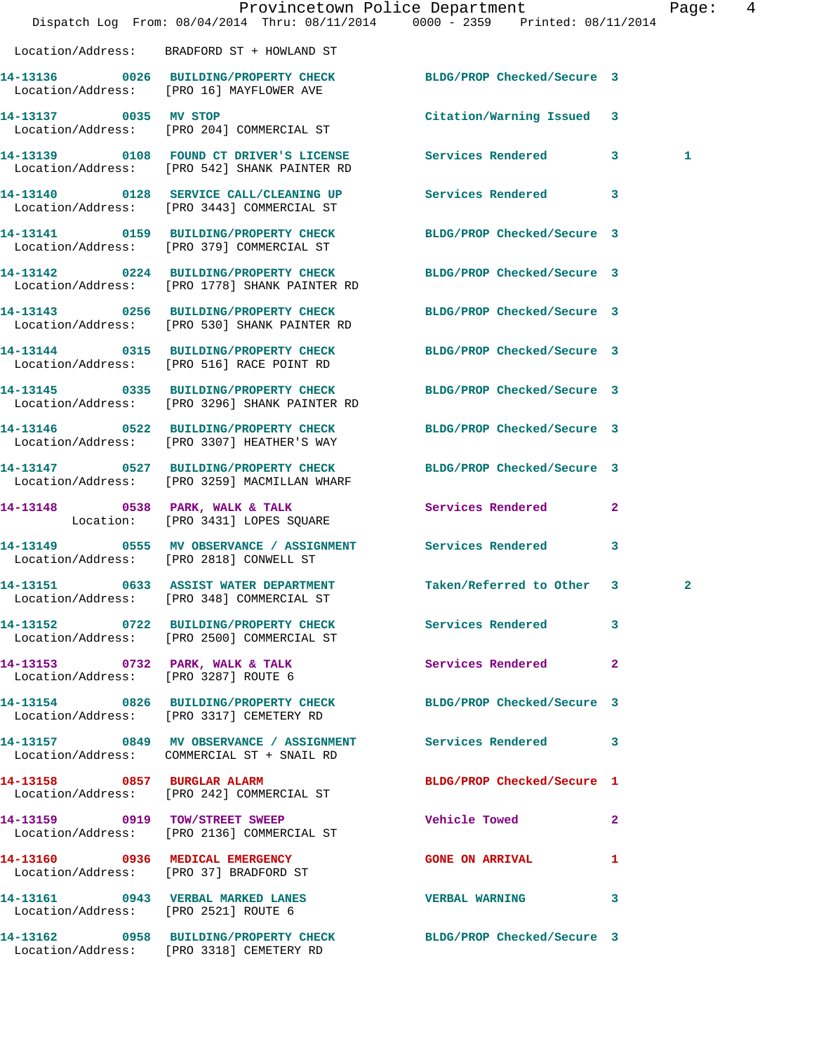Location/Address: BRADFORD ST + HOWLAND ST

**14-13136** 0026 **BUILDING/PROPERTY CHECK** BLDG/PROP Checked/Secure 3
Location/Address: [PRO 16] MAYFLOWER AVE

**14-13137** 0035 **MV STOP** Citation/Warning Issued 3
Location/Address: [PRO 204] COMMERCIAL ST

**14-13139** 0108 **FOUND CT DRIVER'S LICENSE** Services Rendered 3 1
Location/Address: [PRO 542] SHANK PAINTER RD

**14-13140** 0128 **SERVICE CALL/CLEANING UP** Services Rendered 3
Location/Address: [PRO 3443] COMMERCIAL ST

**14-13141** 0159 **BUILDING/PROPERTY CHECK** BLDG/PROP Checked/Secure 3
Location/Address: [PRO 379] COMMERCIAL ST

**14-13142** 0224 **BUILDING/PROPERTY CHECK** BLDG/PROP Checked/Secure 3
Location/Address: [PRO 1778] SHANK PAINTER RD

**14-13143** 0256 **BUILDING/PROPERTY CHECK** BLDG/PROP Checked/Secure 3
Location/Address: [PRO 530] SHANK PAINTER RD

**14-13144** 0315 **BUILDING/PROPERTY CHECK** BLDG/PROP Checked/Secure 3
Location/Address: [PRO 516] RACE POINT RD

**14-13145** 0335 **BUILDING/PROPERTY CHECK** BLDG/PROP Checked/Secure 3
Location/Address: [PRO 3296] SHANK PAINTER RD

**14-13146** 0522 **BUILDING/PROPERTY CHECK** BLDG/PROP Checked/Secure 3
Location/Address: [PRO 3307] HEATHER'S WAY

**14-13147** 0527 **BUILDING/PROPERTY CHECK** BLDG/PROP Checked/Secure 3
Location/Address: [PRO 3259] MACMILLAN WHARF

**14-13148** 0538 **PARK, WALK & TALK** Services Rendered 2
Location: [PRO 3431] LOPES SQUARE

**14-13149** 0555 **MV OBSERVANCE / ASSIGNMENT** Services Rendered 3
Location/Address: [PRO 2818] CONWELL ST

**14-13151** 0633 **ASSIST WATER DEPARTMENT** Taken/Referred to Other 3 2
Location/Address: [PRO 348] COMMERCIAL ST

**14-13152** 0722 **BUILDING/PROPERTY CHECK** Services Rendered 3
Location/Address: [PRO 2500] COMMERCIAL ST

**14-13153** 0732 **PARK, WALK & TALK** Services Rendered 2
Location/Address: [PRO 3287] ROUTE 6

**14-13154** 0826 **BUILDING/PROPERTY CHECK** BLDG/PROP Checked/Secure 3
Location/Address: [PRO 3317] CEMETERY RD

**14-13157** 0849 **MV OBSERVANCE / ASSIGNMENT** Services Rendered 3
Location/Address: COMMERCIAL ST + SNAIL RD

**14-13158** 0857 **BURGLAR ALARM** BLDG/PROP Checked/Secure 1
Location/Address: [PRO 242] COMMERCIAL ST

**14-13159** 0919 **TOW/STREET SWEEP** Vehicle Towed 2
Location/Address: [PRO 2136] COMMERCIAL ST

**14-13160** 0936 **MEDICAL EMERGENCY** GONE ON ARRIVAL 1
Location/Address: [PRO 37] BRADFORD ST

**14-13161** 0943 **VERBAL MARKED LANES** VERBAL WARNING 3
Location/Address: [PRO 2521] ROUTE 6

**14-13162** 0958 **BUILDING/PROPERTY CHECK** BLDG/PROP Checked/Secure 3
Location/Address: [PRO 3318] CEMETERY RD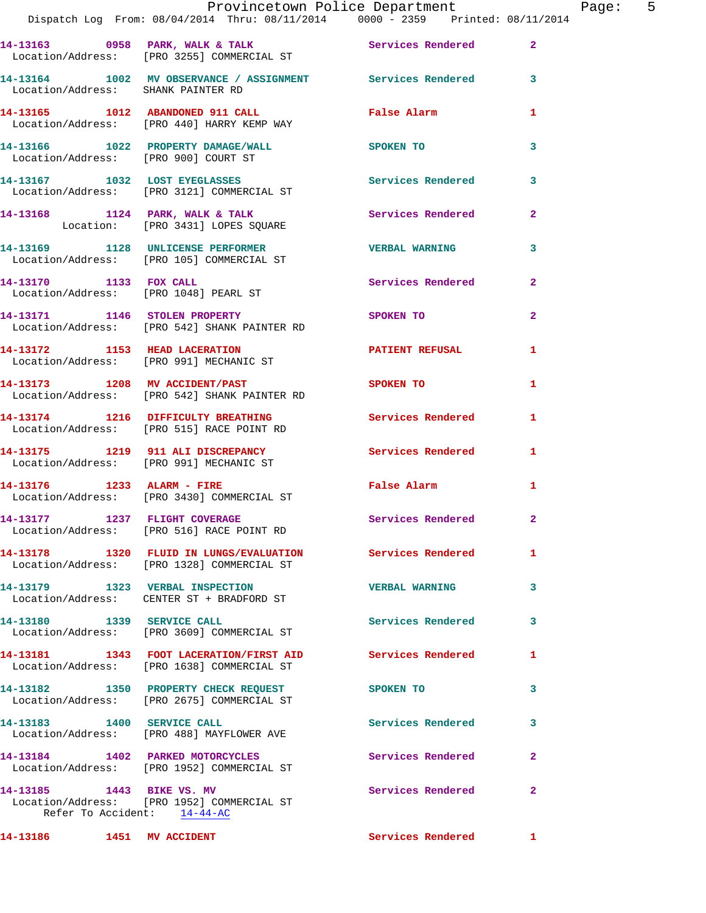14-13163 0958 PARK, WALK & TALK Services Rendered 2
Location/Address: [PRO 3255] COMMERCIAL ST

14-13164 1002 MV OBSERVANCE / ASSIGNMENT Services Rendered 3
Location/Address: SHANK PAINTER RD

14-13165 1012 ABANDONED 911 CALL False Alarm 1
Location/Address: [PRO 440] HARRY KEMP WAY

14-13166 1022 PROPERTY DAMAGE/WALL SPOKEN TO 3
Location/Address: [PRO 900] COURT ST

14-13167 1032 LOST EYEGLASSES Services Rendered 3
Location/Address: [PRO 3121] COMMERCIAL ST

14-13168 1124 PARK, WALK & TALK Services Rendered 2
Location: [PRO 3431] LOPES SQUARE

14-13169 1128 UNLICENSE PERFORMER VERBAL WARNING 3
Location/Address: [PRO 105] COMMERCIAL ST

14-13170 1133 FOX CALL Services Rendered 2
Location/Address: [PRO 1048] PEARL ST

14-13171 1146 STOLEN PROPERTY SPOKEN TO 2
Location/Address: [PRO 542] SHANK PAINTER RD

14-13172 1153 HEAD LACERATION PATIENT REFUSAL 1
Location/Address: [PRO 991] MECHANIC ST

14-13173 1208 MV ACCIDENT/PAST SPOKEN TO 1
Location/Address: [PRO 542] SHANK PAINTER RD

14-13174 1216 DIFFICULTY BREATHING Services Rendered 1
Location/Address: [PRO 515] RACE POINT RD

14-13175 1219 911 ALI DISCREPANCY Services Rendered 1
Location/Address: [PRO 991] MECHANIC ST

14-13176 1233 ALARM - FIRE False Alarm 1
Location/Address: [PRO 3430] COMMERCIAL ST

14-13177 1237 FLIGHT COVERAGE Services Rendered 2
Location/Address: [PRO 516] RACE POINT RD

14-13178 1320 FLUID IN LUNGS/EVALUATION Services Rendered 1
Location/Address: [PRO 1328] COMMERCIAL ST

14-13179 1323 VERBAL INSPECTION VERBAL WARNING 3
Location/Address: CENTER ST + BRADFORD ST

14-13180 1339 SERVICE CALL Services Rendered 3
Location/Address: [PRO 3609] COMMERCIAL ST

14-13181 1343 FOOT LACERATION/FIRST AID Services Rendered 1
Location/Address: [PRO 1638] COMMERCIAL ST

14-13182 1350 PROPERTY CHECK REQUEST SPOKEN TO 3
Location/Address: [PRO 2675] COMMERCIAL ST

14-13183 1400 SERVICE CALL Services Rendered 3
Location/Address: [PRO 488] MAYFLOWER AVE

14-13184 1402 PARKED MOTORCYCLES Services Rendered 2
Location/Address: [PRO 1952] COMMERCIAL ST

14-13185 1443 BIKE VS. MV Services Rendered 2
Location/Address: [PRO 1952] COMMERCIAL ST
Refer To Accident: 14-44-AC

14-13186 1451 MV ACCIDENT Services Rendered 1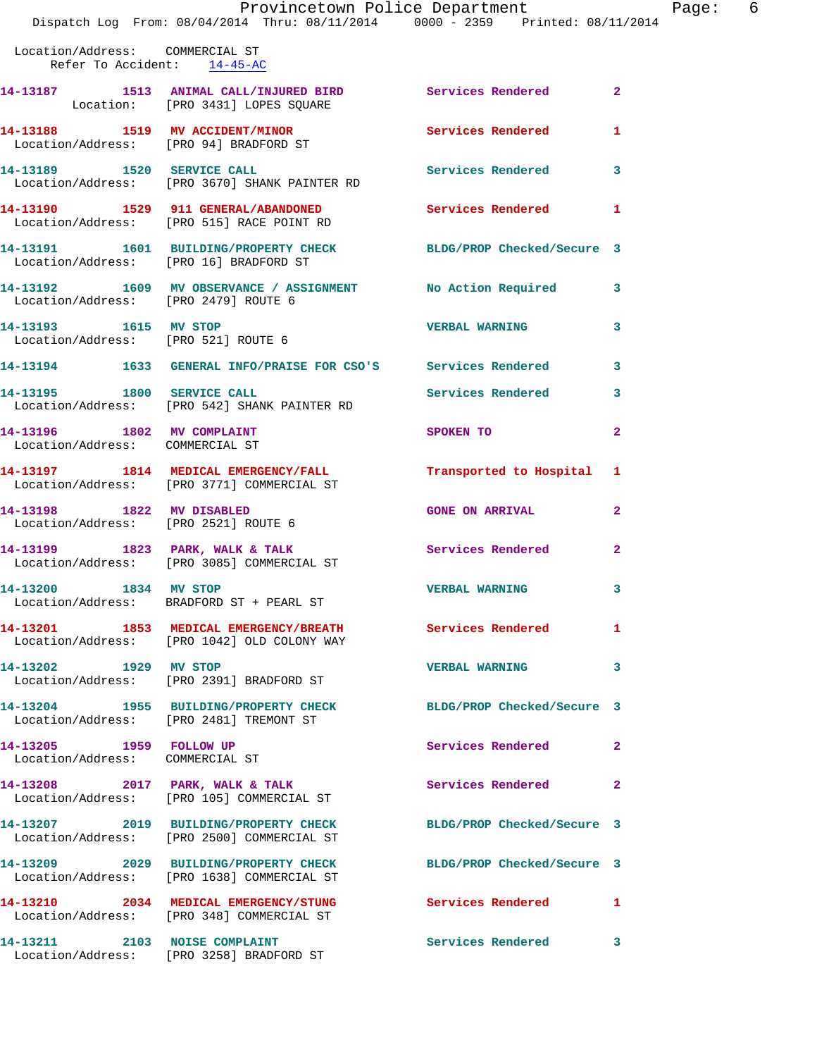Location/Address: COMMERCIAL ST
Refer To Accident: 14-45-AC

14-13187 1513 ANIMAL CALL/INJURED BIRD Services Rendered 2
Location: [PRO 3431] LOPES SQUARE

14-13188 1519 MV ACCIDENT/MINOR Services Rendered 1
Location/Address: [PRO 94] BRADFORD ST

14-13189 1520 SERVICE CALL Services Rendered 3
Location/Address: [PRO 3670] SHANK PAINTER RD

14-13190 1529 911 GENERAL/ABANDONED Services Rendered 1
Location/Address: [PRO 515] RACE POINT RD

14-13191 1601 BUILDING/PROPERTY CHECK BLDG/PROP Checked/Secure 3
Location/Address: [PRO 16] BRADFORD ST

14-13192 1609 MV OBSERVANCE / ASSIGNMENT No Action Required 3
Location/Address: [PRO 2479] ROUTE 6

14-13193 1615 MV STOP VERBAL WARNING 3
Location/Address: [PRO 521] ROUTE 6

14-13194 1633 GENERAL INFO/PRAISE FOR CSO'S Services Rendered 3

14-13195 1800 SERVICE CALL Services Rendered 3
Location/Address: [PRO 542] SHANK PAINTER RD

14-13196 1802 MV COMPLAINT SPOKEN TO 2
Location/Address: COMMERCIAL ST

14-13197 1814 MEDICAL EMERGENCY/FALL Transported to Hospital 1
Location/Address: [PRO 3771] COMMERCIAL ST

14-13198 1822 MV DISABLED GONE ON ARRIVAL 2
Location/Address: [PRO 2521] ROUTE 6

14-13199 1823 PARK, WALK & TALK Services Rendered 2
Location/Address: [PRO 3085] COMMERCIAL ST

14-13200 1834 MV STOP VERBAL WARNING 3
Location/Address: BRADFORD ST + PEARL ST

14-13201 1853 MEDICAL EMERGENCY/BREATH Services Rendered 1
Location/Address: [PRO 1042] OLD COLONY WAY

14-13202 1929 MV STOP VERBAL WARNING 3
Location/Address: [PRO 2391] BRADFORD ST

14-13204 1955 BUILDING/PROPERTY CHECK BLDG/PROP Checked/Secure 3
Location/Address: [PRO 2481] TREMONT ST

14-13205 1959 FOLLOW UP Services Rendered 2
Location/Address: COMMERCIAL ST

14-13208 2017 PARK, WALK & TALK Services Rendered 2
Location/Address: [PRO 105] COMMERCIAL ST

14-13207 2019 BUILDING/PROPERTY CHECK BLDG/PROP Checked/Secure 3
Location/Address: [PRO 2500] COMMERCIAL ST

14-13209 2029 BUILDING/PROPERTY CHECK BLDG/PROP Checked/Secure 3
Location/Address: [PRO 1638] COMMERCIAL ST

14-13210 2034 MEDICAL EMERGENCY/STUNG Services Rendered 1
Location/Address: [PRO 348] COMMERCIAL ST

14-13211 2103 NOISE COMPLAINT Services Rendered 3
Location/Address: [PRO 3258] BRADFORD ST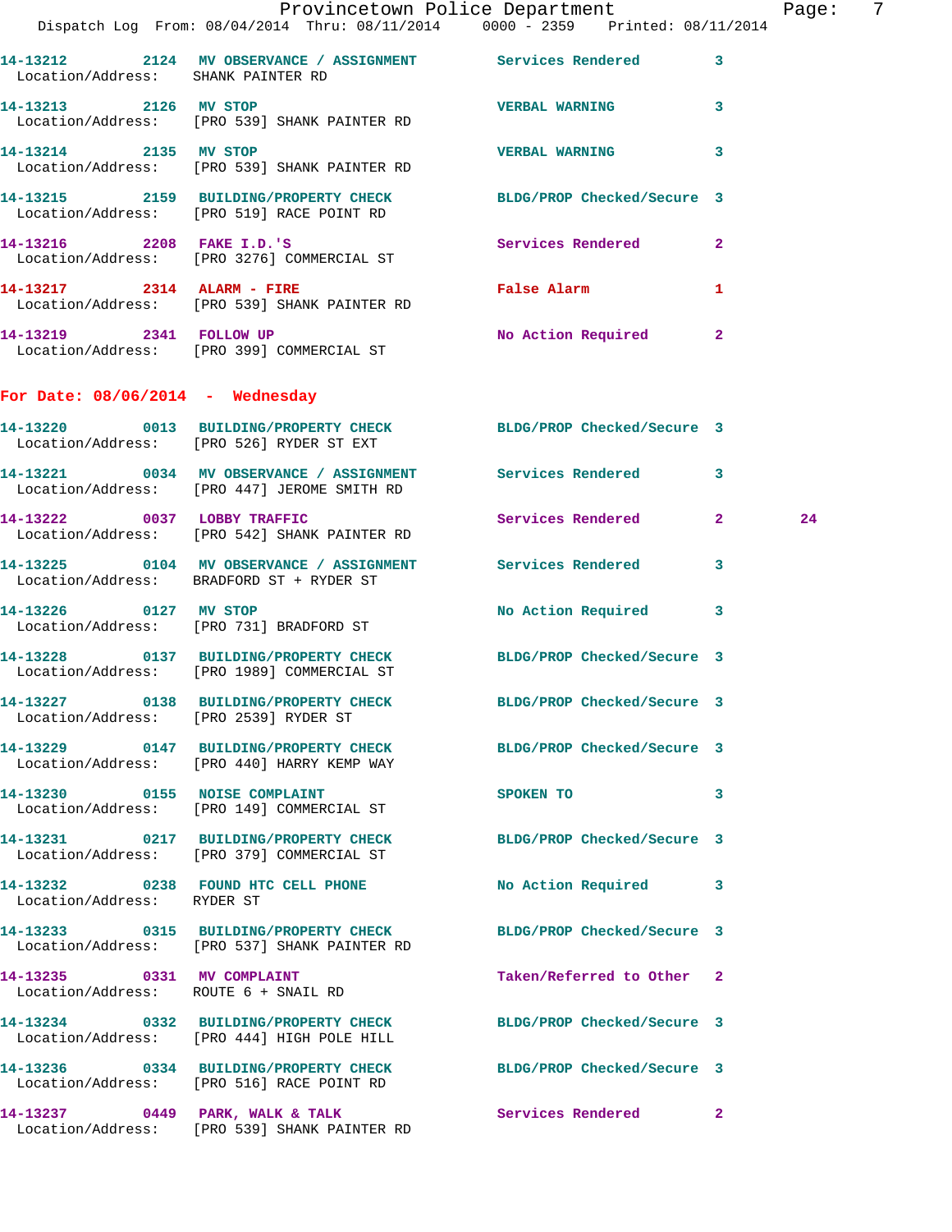14-13212 2124 MV OBSERVANCE / ASSIGNMENT Services Rendered 3
Location/Address: SHANK PAINTER RD

14-13213 2126 MV STOP VERBAL WARNING 3
Location/Address: [PRO 539] SHANK PAINTER RD

14-13214 2135 MV STOP VERBAL WARNING 3
Location/Address: [PRO 539] SHANK PAINTER RD

14-13215 2159 BUILDING/PROPERTY CHECK BLDG/PROP Checked/Secure 3
Location/Address: [PRO 519] RACE POINT RD

14-13216 2208 FAKE I.D.'S Services Rendered 2
Location/Address: [PRO 3276] COMMERCIAL ST

14-13217 2314 ALARM - FIRE False Alarm 1
Location/Address: [PRO 539] SHANK PAINTER RD

14-13219 2341 FOLLOW UP No Action Required 2
Location/Address: [PRO 399] COMMERCIAL ST

## For Date: 08/06/2014 - Wednesday

14-13220 0013 BUILDING/PROPERTY CHECK BLDG/PROP Checked/Secure 3
Location/Address: [PRO 526] RYDER ST EXT

14-13221 0034 MV OBSERVANCE / ASSIGNMENT Services Rendered 3
Location/Address: [PRO 447] JEROME SMITH RD

14-13222 0037 LOBBY TRAFFIC Services Rendered 2 24
Location/Address: [PRO 542] SHANK PAINTER RD

14-13225 0104 MV OBSERVANCE / ASSIGNMENT Services Rendered 3
Location/Address: BRADFORD ST + RYDER ST

14-13226 0127 MV STOP No Action Required 3
Location/Address: [PRO 731] BRADFORD ST

14-13228 0137 BUILDING/PROPERTY CHECK BLDG/PROP Checked/Secure 3
Location/Address: [PRO 1989] COMMERCIAL ST

14-13227 0138 BUILDING/PROPERTY CHECK BLDG/PROP Checked/Secure 3
Location/Address: [PRO 2539] RYDER ST

14-13229 0147 BUILDING/PROPERTY CHECK BLDG/PROP Checked/Secure 3
Location/Address: [PRO 440] HARRY KEMP WAY

14-13230 0155 NOISE COMPLAINT SPOKEN TO 3
Location/Address: [PRO 149] COMMERCIAL ST

14-13231 0217 BUILDING/PROPERTY CHECK BLDG/PROP Checked/Secure 3
Location/Address: [PRO 379] COMMERCIAL ST

14-13232 0238 FOUND HTC CELL PHONE No Action Required 3
Location/Address: RYDER ST

14-13233 0315 BUILDING/PROPERTY CHECK BLDG/PROP Checked/Secure 3
Location/Address: [PRO 537] SHANK PAINTER RD

14-13235 0331 MV COMPLAINT Taken/Referred to Other 2
Location/Address: ROUTE 6 + SNAIL RD

14-13234 0332 BUILDING/PROPERTY CHECK BLDG/PROP Checked/Secure 3
Location/Address: [PRO 444] HIGH POLE HILL

14-13236 0334 BUILDING/PROPERTY CHECK BLDG/PROP Checked/Secure 3
Location/Address: [PRO 516] RACE POINT RD

14-13237 0449 PARK, WALK & TALK Services Rendered 2
Location/Address: [PRO 539] SHANK PAINTER RD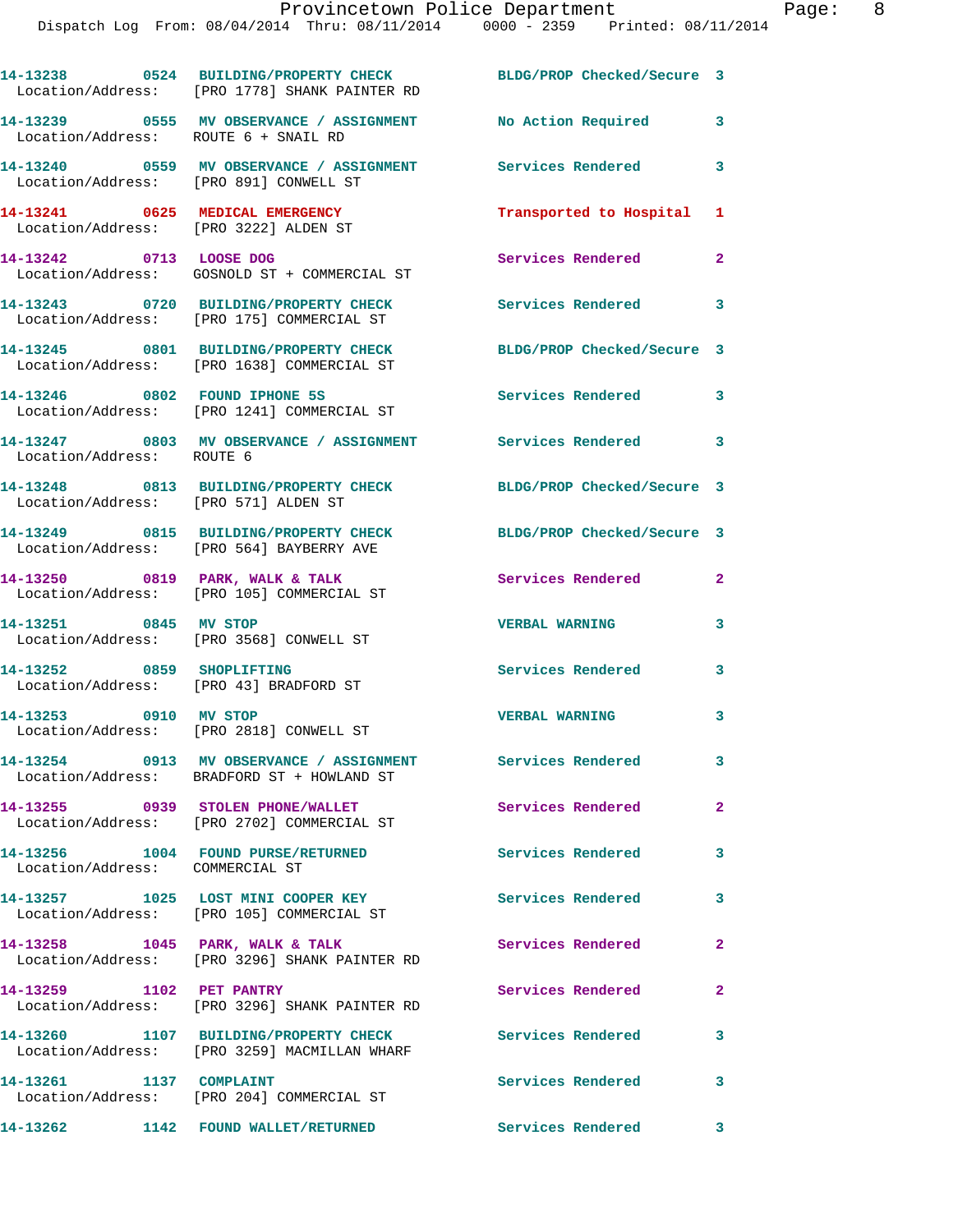14-13238 0524 BUILDING/PROPERTY CHECK BLDG/PROP Checked/Secure 3
Location/Address: [PRO 1778] SHANK PAINTER RD

14-13239 0555 MV OBSERVANCE / ASSIGNMENT No Action Required 3
Location/Address: ROUTE 6 + SNAIL RD

14-13240 0559 MV OBSERVANCE / ASSIGNMENT Services Rendered 3
Location/Address: [PRO 891] CONWELL ST

14-13241 0625 MEDICAL EMERGENCY Transported to Hospital 1
Location/Address: [PRO 3222] ALDEN ST

14-13242 0713 LOOSE DOG Services Rendered 2
Location/Address: GOSNOLD ST + COMMERCIAL ST

14-13243 0720 BUILDING/PROPERTY CHECK Services Rendered 3
Location/Address: [PRO 175] COMMERCIAL ST

14-13245 0801 BUILDING/PROPERTY CHECK BLDG/PROP Checked/Secure 3
Location/Address: [PRO 1638] COMMERCIAL ST

14-13246 0802 FOUND IPHONE 5S Services Rendered 3
Location/Address: [PRO 1241] COMMERCIAL ST

14-13247 0803 MV OBSERVANCE / ASSIGNMENT Services Rendered 3
Location/Address: ROUTE 6

14-13248 0813 BUILDING/PROPERTY CHECK BLDG/PROP Checked/Secure 3
Location/Address: [PRO 571] ALDEN ST

14-13249 0815 BUILDING/PROPERTY CHECK BLDG/PROP Checked/Secure 3
Location/Address: [PRO 564] BAYBERRY AVE

14-13250 0819 PARK, WALK & TALK Services Rendered 2
Location/Address: [PRO 105] COMMERCIAL ST

14-13251 0845 MV STOP VERBAL WARNING 3
Location/Address: [PRO 3568] CONWELL ST

14-13252 0859 SHOPLIFTING Services Rendered 3
Location/Address: [PRO 43] BRADFORD ST

14-13253 0910 MV STOP VERBAL WARNING 3
Location/Address: [PRO 2818] CONWELL ST

14-13254 0913 MV OBSERVANCE / ASSIGNMENT Services Rendered 3
Location/Address: BRADFORD ST + HOWLAND ST

14-13255 0939 STOLEN PHONE/WALLET Services Rendered 2
Location/Address: [PRO 2702] COMMERCIAL ST

14-13256 1004 FOUND PURSE/RETURNED Services Rendered 3
Location/Address: COMMERCIAL ST

14-13257 1025 LOST MINI COOPER KEY Services Rendered 3
Location/Address: [PRO 105] COMMERCIAL ST

14-13258 1045 PARK, WALK & TALK Services Rendered 2
Location/Address: [PRO 3296] SHANK PAINTER RD

14-13259 1102 PET PANTRY Services Rendered 2
Location/Address: [PRO 3296] SHANK PAINTER RD

14-13260 1107 BUILDING/PROPERTY CHECK Services Rendered 3
Location/Address: [PRO 3259] MACMILLAN WHARF

14-13261 1137 COMPLAINT Services Rendered 3
Location/Address: [PRO 204] COMMERCIAL ST

14-13262 1142 FOUND WALLET/RETURNED Services Rendered 3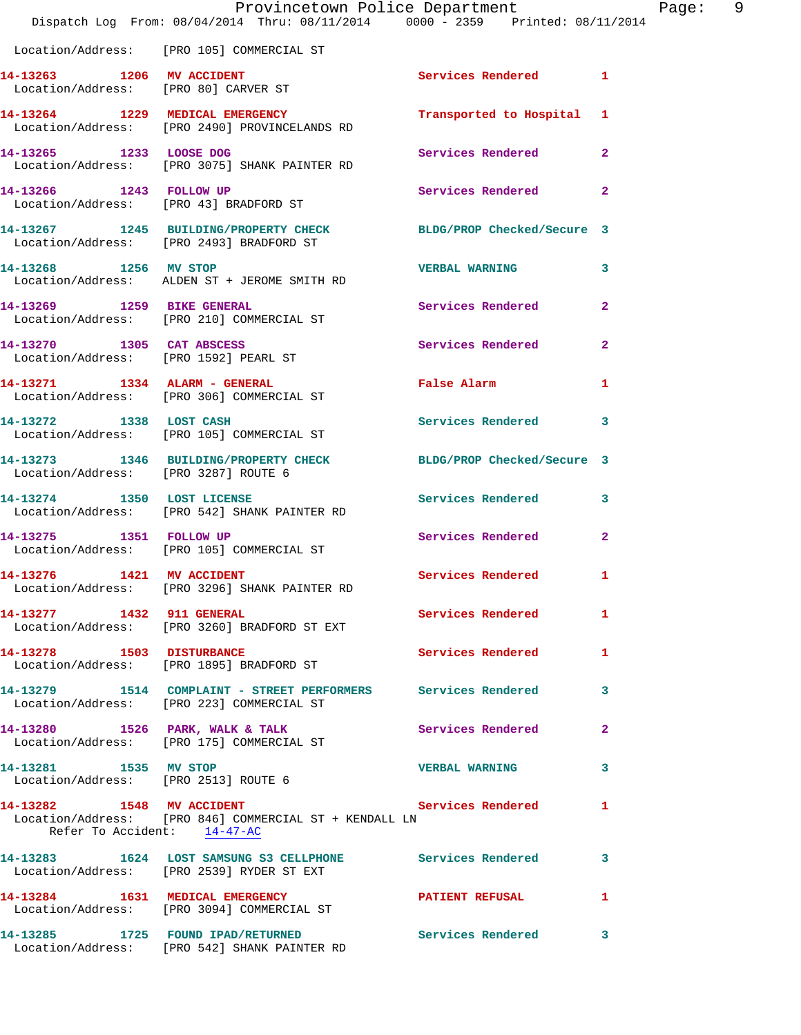Location/Address: [PRO 105] COMMERCIAL ST

**14-13263 1206 MV ACCIDENT** Services Rendered 1
Location/Address: [PRO 80] CARVER ST

**14-13264 1229 MEDICAL EMERGENCY** Transported to Hospital 1
Location/Address: [PRO 2490] PROVINCELANDS RD

**14-13265 1233 LOOSE DOG** Services Rendered 2
Location/Address: [PRO 3075] SHANK PAINTER RD

**14-13266 1243 FOLLOW UP** Services Rendered 2
Location/Address: [PRO 43] BRADFORD ST

**14-13267 1245 BUILDING/PROPERTY CHECK** BLDG/PROP Checked/Secure 3
Location/Address: [PRO 2493] BRADFORD ST

**14-13268 1256 MV STOP** VERBAL WARNING 3
Location/Address: ALDEN ST + JEROME SMITH RD

**14-13269 1259 BIKE GENERAL** Services Rendered 2
Location/Address: [PRO 210] COMMERCIAL ST

**14-13270 1305 CAT ABSCESS** Services Rendered 2
Location/Address: [PRO 1592] PEARL ST

**14-13271 1334 ALARM - GENERAL** False Alarm 1
Location/Address: [PRO 306] COMMERCIAL ST

**14-13272 1338 LOST CASH** Services Rendered 3
Location/Address: [PRO 105] COMMERCIAL ST

**14-13273 1346 BUILDING/PROPERTY CHECK** BLDG/PROP Checked/Secure 3
Location/Address: [PRO 3287] ROUTE 6

**14-13274 1350 LOST LICENSE** Services Rendered 3
Location/Address: [PRO 542] SHANK PAINTER RD

**14-13275 1351 FOLLOW UP** Services Rendered 2
Location/Address: [PRO 105] COMMERCIAL ST

**14-13276 1421 MV ACCIDENT** Services Rendered 1
Location/Address: [PRO 3296] SHANK PAINTER RD

**14-13277 1432 911 GENERAL** Services Rendered 1
Location/Address: [PRO 3260] BRADFORD ST EXT

**14-13278 1503 DISTURBANCE** Services Rendered 1
Location/Address: [PRO 1895] BRADFORD ST

**14-13279 1514 COMPLAINT - STREET PERFORMERS** Services Rendered 3
Location/Address: [PRO 223] COMMERCIAL ST

**14-13280 1526 PARK, WALK & TALK** Services Rendered 2
Location/Address: [PRO 175] COMMERCIAL ST

**14-13281 1535 MV STOP** VERBAL WARNING 3
Location/Address: [PRO 2513] ROUTE 6

**14-13282 1548 MV ACCIDENT** Services Rendered 1
Location/Address: [PRO 846] COMMERCIAL ST + KENDALL LN
Refer To Accident: 14-47-AC

**14-13283 1624 LOST SAMSUNG S3 CELLPHONE** Services Rendered 3
Location/Address: [PRO 2539] RYDER ST EXT

**14-13284 1631 MEDICAL EMERGENCY** PATIENT REFUSAL 1
Location/Address: [PRO 3094] COMMERCIAL ST

**14-13285 1725 FOUND IPAD/RETURNED** Services Rendered 3
Location/Address: [PRO 542] SHANK PAINTER RD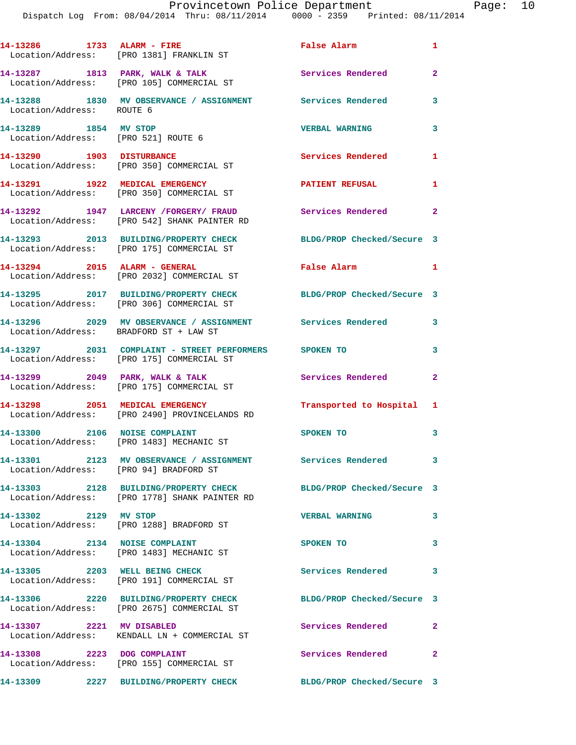14-13286 1733 ALARM - FIRE False Alarm 1
Location/Address: [PRO 1381] FRANKLIN ST

14-13287 1813 PARK, WALK & TALK Services Rendered 2
Location/Address: [PRO 105] COMMERCIAL ST

14-13288 1830 MV OBSERVANCE / ASSIGNMENT Services Rendered 3
Location/Address: ROUTE 6

14-13289 1854 MV STOP VERBAL WARNING 3
Location/Address: [PRO 521] ROUTE 6

14-13290 1903 DISTURBANCE Services Rendered 1
Location/Address: [PRO 350] COMMERCIAL ST

14-13291 1922 MEDICAL EMERGENCY PATIENT REFUSAL 1
Location/Address: [PRO 350] COMMERCIAL ST

14-13292 1947 LARCENY /FORGERY/ FRAUD Services Rendered 2
Location/Address: [PRO 542] SHANK PAINTER RD

14-13293 2013 BUILDING/PROPERTY CHECK BLDG/PROP Checked/Secure 3
Location/Address: [PRO 175] COMMERCIAL ST

14-13294 2015 ALARM - GENERAL False Alarm 1
Location/Address: [PRO 2032] COMMERCIAL ST

14-13295 2017 BUILDING/PROPERTY CHECK BLDG/PROP Checked/Secure 3
Location/Address: [PRO 306] COMMERCIAL ST

14-13296 2029 MV OBSERVANCE / ASSIGNMENT Services Rendered 3
Location/Address: BRADFORD ST + LAW ST

14-13297 2031 COMPLAINT - STREET PERFORMERS SPOKEN TO 3
Location/Address: [PRO 175] COMMERCIAL ST

14-13299 2049 PARK, WALK & TALK Services Rendered 2
Location/Address: [PRO 175] COMMERCIAL ST

14-13298 2051 MEDICAL EMERGENCY Transported to Hospital 1
Location/Address: [PRO 2490] PROVINCELANDS RD

14-13300 2106 NOISE COMPLAINT SPOKEN TO 3
Location/Address: [PRO 1483] MECHANIC ST

14-13301 2123 MV OBSERVANCE / ASSIGNMENT Services Rendered 3
Location/Address: [PRO 94] BRADFORD ST

14-13303 2128 BUILDING/PROPERTY CHECK BLDG/PROP Checked/Secure 3
Location/Address: [PRO 1778] SHANK PAINTER RD

14-13302 2129 MV STOP VERBAL WARNING 3
Location/Address: [PRO 1288] BRADFORD ST

14-13304 2134 NOISE COMPLAINT SPOKEN TO 3
Location/Address: [PRO 1483] MECHANIC ST

14-13305 2203 WELL BEING CHECK Services Rendered 3
Location/Address: [PRO 191] COMMERCIAL ST

14-13306 2220 BUILDING/PROPERTY CHECK BLDG/PROP Checked/Secure 3
Location/Address: [PRO 2675] COMMERCIAL ST

14-13307 2221 MV DISABLED Services Rendered 2
Location/Address: KENDALL LN + COMMERCIAL ST

14-13308 2223 DOG COMPLAINT Services Rendered 2
Location/Address: [PRO 155] COMMERCIAL ST

14-13309 2227 BUILDING/PROPERTY CHECK BLDG/PROP Checked/Secure 3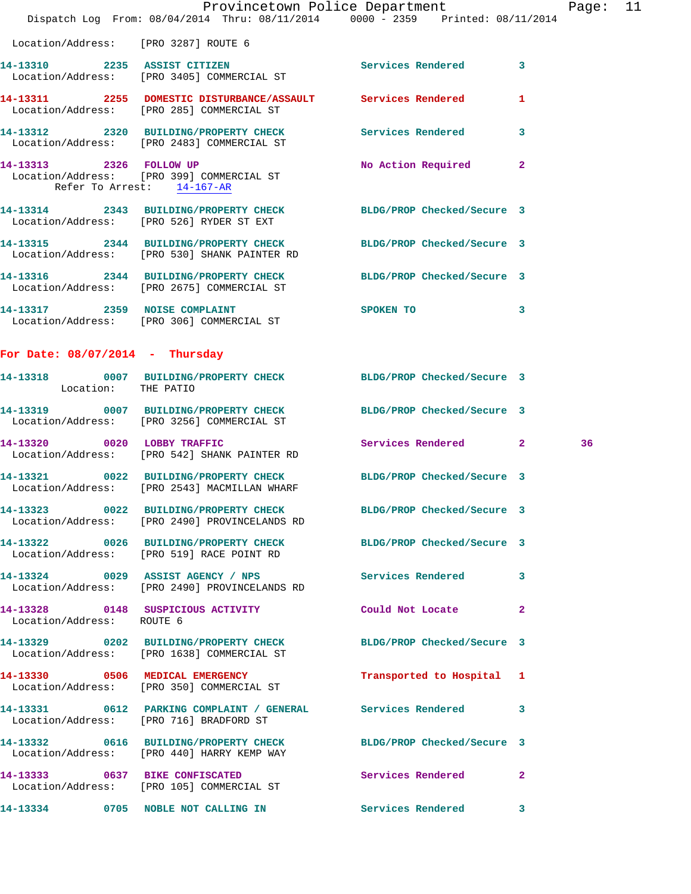Location/Address: [PRO 3287] ROUTE 6

**14-13310** 2235 **ASSIST CITIZEN** Services Rendered 3
Location/Address: [PRO 3405] COMMERCIAL ST

**14-13311** 2255 **DOMESTIC DISTURBANCE/ASSAULT** Services Rendered 1
Location/Address: [PRO 285] COMMERCIAL ST

**14-13312** 2320 **BUILDING/PROPERTY CHECK** Services Rendered 3
Location/Address: [PRO 2483] COMMERCIAL ST

**14-13313** 2326 **FOLLOW UP** No Action Required 2
Location/Address: [PRO 399] COMMERCIAL ST
Refer To Arrest: 14-167-AR

**14-13314** 2343 **BUILDING/PROPERTY CHECK** BLDG/PROP Checked/Secure 3
Location/Address: [PRO 526] RYDER ST EXT

**14-13315** 2344 **BUILDING/PROPERTY CHECK** BLDG/PROP Checked/Secure 3
Location/Address: [PRO 530] SHANK PAINTER RD

**14-13316** 2344 **BUILDING/PROPERTY CHECK** BLDG/PROP Checked/Secure 3
Location/Address: [PRO 2675] COMMERCIAL ST

**14-13317** 2359 **NOISE COMPLAINT** SPOKEN TO 3
Location/Address: [PRO 306] COMMERCIAL ST

## For Date: 08/07/2014 - Thursday

**14-13318** 0007 **BUILDING/PROPERTY CHECK** BLDG/PROP Checked/Secure 3
Location: THE PATIO

**14-13319** 0007 **BUILDING/PROPERTY CHECK** BLDG/PROP Checked/Secure 3
Location/Address: [PRO 3256] COMMERCIAL ST

**14-13320** 0020 **LOBBY TRAFFIC** Services Rendered 2 36
Location/Address: [PRO 542] SHANK PAINTER RD

**14-13321** 0022 **BUILDING/PROPERTY CHECK** BLDG/PROP Checked/Secure 3
Location/Address: [PRO 2543] MACMILLAN WHARF

**14-13323** 0022 **BUILDING/PROPERTY CHECK** BLDG/PROP Checked/Secure 3
Location/Address: [PRO 2490] PROVINCELANDS RD

**14-13322** 0026 **BUILDING/PROPERTY CHECK** BLDG/PROP Checked/Secure 3
Location/Address: [PRO 519] RACE POINT RD

**14-13324** 0029 **ASSIST AGENCY / NPS** Services Rendered 3
Location/Address: [PRO 2490] PROVINCELANDS RD

**14-13328** 0148 **SUSPICIOUS ACTIVITY** Could Not Locate 2
Location/Address: ROUTE 6

**14-13329** 0202 **BUILDING/PROPERTY CHECK** BLDG/PROP Checked/Secure 3
Location/Address: [PRO 1638] COMMERCIAL ST

**14-13330** 0506 **MEDICAL EMERGENCY** Transported to Hospital 1
Location/Address: [PRO 350] COMMERCIAL ST

**14-13331** 0612 **PARKING COMPLAINT / GENERAL** Services Rendered 3
Location/Address: [PRO 716] BRADFORD ST

**14-13332** 0616 **BUILDING/PROPERTY CHECK** BLDG/PROP Checked/Secure 3
Location/Address: [PRO 440] HARRY KEMP WAY

**14-13333** 0637 **BIKE CONFISCATED** Services Rendered 2
Location/Address: [PRO 105] COMMERCIAL ST

**14-13334** 0705 **NOBLE NOT CALLING IN** Services Rendered 3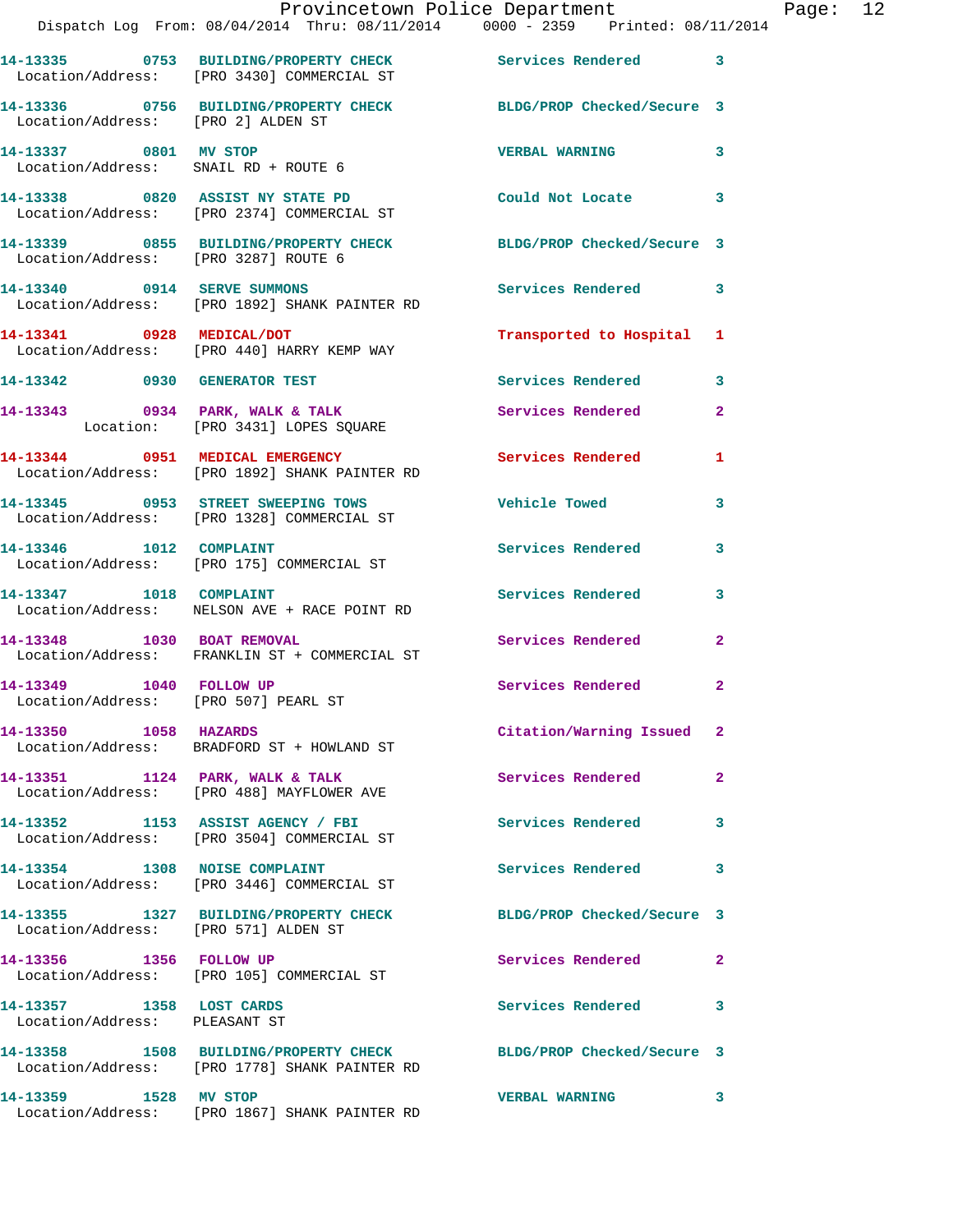14-13335 0753 BUILDING/PROPERTY CHECK Services Rendered 3
Location/Address: [PRO 3430] COMMERCIAL ST

14-13336 0756 BUILDING/PROPERTY CHECK BLDG/PROP Checked/Secure 3
Location/Address: [PRO 2] ALDEN ST

14-13337 0801 MV STOP VERBAL WARNING 3
Location/Address: SNAIL RD + ROUTE 6

14-13338 0820 ASSIST NY STATE PD Could Not Locate 3
Location/Address: [PRO 2374] COMMERCIAL ST

14-13339 0855 BUILDING/PROPERTY CHECK BLDG/PROP Checked/Secure 3
Location/Address: [PRO 3287] ROUTE 6

14-13340 0914 SERVE SUMMONS Services Rendered 3
Location/Address: [PRO 1892] SHANK PAINTER RD

14-13341 0928 MEDICAL/DOT Transported to Hospital 1
Location/Address: [PRO 440] HARRY KEMP WAY

14-13342 0930 GENERATOR TEST Services Rendered 3

14-13343 0934 PARK, WALK & TALK Services Rendered 2
Location: [PRO 3431] LOPES SQUARE

14-13344 0951 MEDICAL EMERGENCY Services Rendered 1
Location/Address: [PRO 1892] SHANK PAINTER RD

14-13345 0953 STREET SWEEPING TOWS Vehicle Towed 3
Location/Address: [PRO 1328] COMMERCIAL ST

14-13346 1012 COMPLAINT Services Rendered 3
Location/Address: [PRO 175] COMMERCIAL ST

14-13347 1018 COMPLAINT Services Rendered 3
Location/Address: NELSON AVE + RACE POINT RD

14-13348 1030 BOAT REMOVAL Services Rendered 2
Location/Address: FRANKLIN ST + COMMERCIAL ST

14-13349 1040 FOLLOW UP Services Rendered 2
Location/Address: [PRO 507] PEARL ST

14-13350 1058 HAZARDS Citation/Warning Issued 2
Location/Address: BRADFORD ST + HOWLAND ST

14-13351 1124 PARK, WALK & TALK Services Rendered 2
Location/Address: [PRO 488] MAYFLOWER AVE

14-13352 1153 ASSIST AGENCY / FBI Services Rendered 3
Location/Address: [PRO 3504] COMMERCIAL ST

14-13354 1308 NOISE COMPLAINT Services Rendered 3
Location/Address: [PRO 3446] COMMERCIAL ST

14-13355 1327 BUILDING/PROPERTY CHECK BLDG/PROP Checked/Secure 3
Location/Address: [PRO 571] ALDEN ST

14-13356 1356 FOLLOW UP Services Rendered 2
Location/Address: [PRO 105] COMMERCIAL ST

14-13357 1358 LOST CARDS Services Rendered 3
Location/Address: PLEASANT ST

14-13358 1508 BUILDING/PROPERTY CHECK BLDG/PROP Checked/Secure 3
Location/Address: [PRO 1778] SHANK PAINTER RD

14-13359 1528 MV STOP VERBAL WARNING 3
Location/Address: [PRO 1867] SHANK PAINTER RD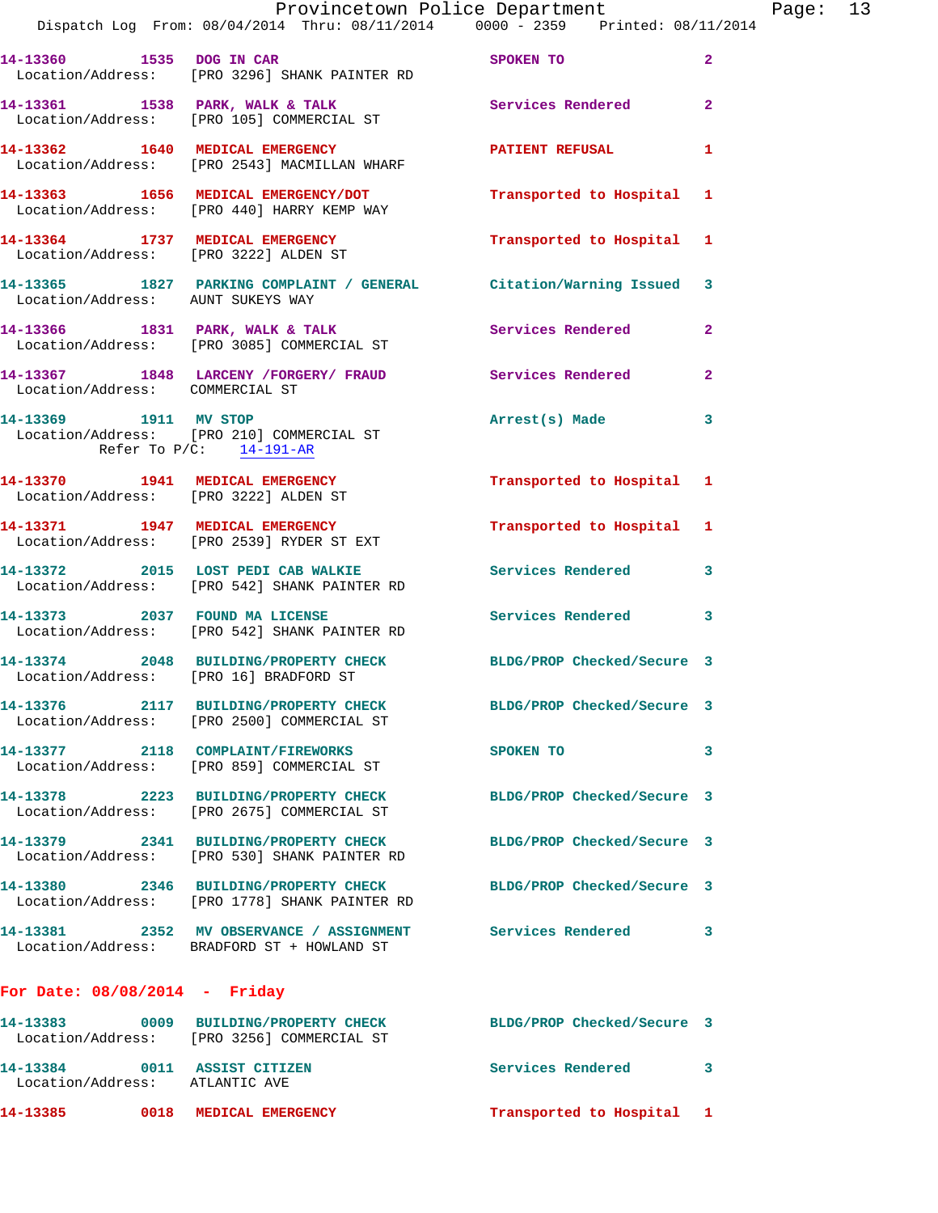14-13360 1535 DOG IN CAR SPOKEN TO 2
Location/Address: [PRO 3296] SHANK PAINTER RD

14-13361 1538 PARK, WALK & TALK Services Rendered 2
Location/Address: [PRO 105] COMMERCIAL ST

14-13362 1640 MEDICAL EMERGENCY PATIENT REFUSAL 1
Location/Address: [PRO 2543] MACMILLAN WHARF

14-13363 1656 MEDICAL EMERGENCY/DOT Transported to Hospital 1
Location/Address: [PRO 440] HARRY KEMP WAY

14-13364 1737 MEDICAL EMERGENCY Transported to Hospital 1
Location/Address: [PRO 3222] ALDEN ST

14-13365 1827 PARKING COMPLAINT / GENERAL Citation/Warning Issued 3
Location/Address: AUNT SUKEYS WAY

14-13366 1831 PARK, WALK & TALK Services Rendered 2
Location/Address: [PRO 3085] COMMERCIAL ST

14-13367 1848 LARCENY /FORGERY/ FRAUD Services Rendered 2
Location/Address: COMMERCIAL ST

14-13369 1911 MV STOP Arrest(s) Made 3
Location/Address: [PRO 210] COMMERCIAL ST
Refer To P/C: 14-191-AR

14-13370 1941 MEDICAL EMERGENCY Transported to Hospital 1
Location/Address: [PRO 3222] ALDEN ST

14-13371 1947 MEDICAL EMERGENCY Transported to Hospital 1
Location/Address: [PRO 2539] RYDER ST EXT

14-13372 2015 LOST PEDI CAB WALKIE Services Rendered 3
Location/Address: [PRO 542] SHANK PAINTER RD

14-13373 2037 FOUND MA LICENSE Services Rendered 3
Location/Address: [PRO 542] SHANK PAINTER RD

14-13374 2048 BUILDING/PROPERTY CHECK BLDG/PROP Checked/Secure 3
Location/Address: [PRO 16] BRADFORD ST

14-13376 2117 BUILDING/PROPERTY CHECK BLDG/PROP Checked/Secure 3
Location/Address: [PRO 2500] COMMERCIAL ST

14-13377 2118 COMPLAINT/FIREWORKS SPOKEN TO 3
Location/Address: [PRO 859] COMMERCIAL ST

14-13378 2223 BUILDING/PROPERTY CHECK BLDG/PROP Checked/Secure 3
Location/Address: [PRO 2675] COMMERCIAL ST

14-13379 2341 BUILDING/PROPERTY CHECK BLDG/PROP Checked/Secure 3
Location/Address: [PRO 530] SHANK PAINTER RD

14-13380 2346 BUILDING/PROPERTY CHECK BLDG/PROP Checked/Secure 3
Location/Address: [PRO 1778] SHANK PAINTER RD

14-13381 2352 MV OBSERVANCE / ASSIGNMENT Services Rendered 3
Location/Address: BRADFORD ST + HOWLAND ST

**For Date: 08/08/2014 - Friday**

14-13383 0009 BUILDING/PROPERTY CHECK BLDG/PROP Checked/Secure 3
Location/Address: [PRO 3256] COMMERCIAL ST

14-13384 0011 ASSIST CITIZEN Services Rendered 3
Location/Address: ATLANTIC AVE

14-13385 0018 MEDICAL EMERGENCY Transported to Hospital 1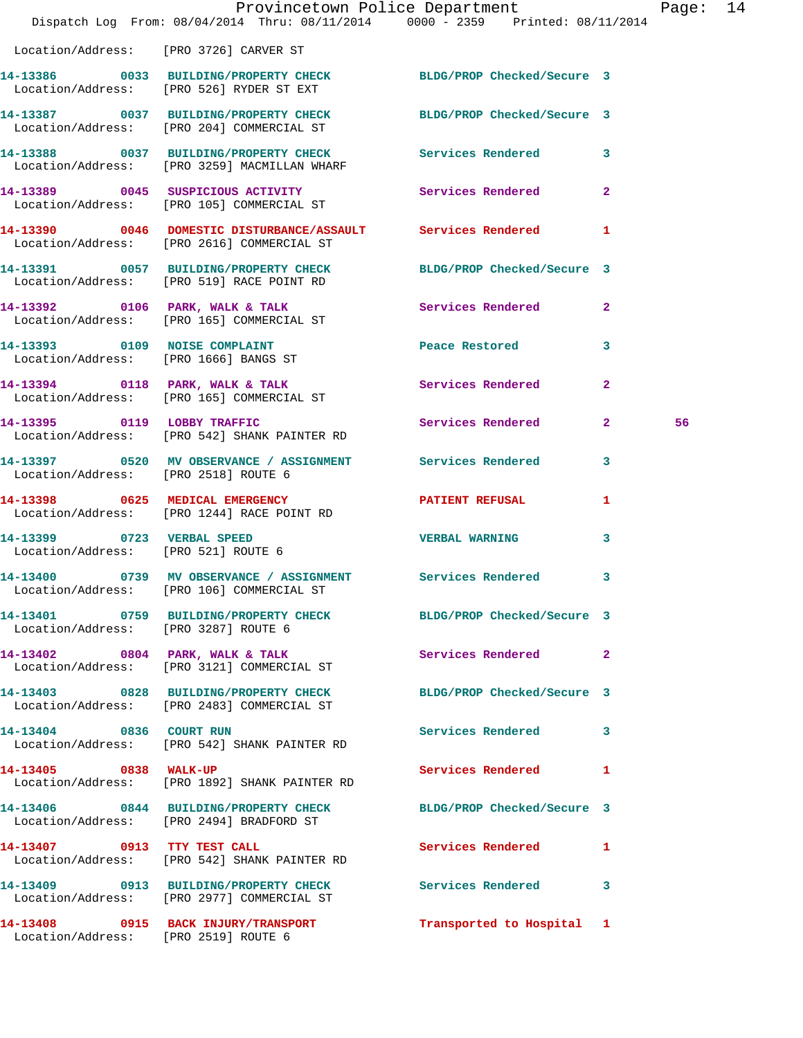Location/Address: [PRO 3726] CARVER ST

14-13386 0033 BUILDING/PROPERTY CHECK BLDG/PROP Checked/Secure 3
Location/Address: [PRO 526] RYDER ST EXT

14-13387 0037 BUILDING/PROPERTY CHECK BLDG/PROP Checked/Secure 3
Location/Address: [PRO 204] COMMERCIAL ST

14-13388 0037 BUILDING/PROPERTY CHECK Services Rendered 3
Location/Address: [PRO 3259] MACMILLAN WHARF

14-13389 0045 SUSPICIOUS ACTIVITY Services Rendered 2
Location/Address: [PRO 105] COMMERCIAL ST

14-13390 0046 DOMESTIC DISTURBANCE/ASSAULT Services Rendered 1
Location/Address: [PRO 2616] COMMERCIAL ST

14-13391 0057 BUILDING/PROPERTY CHECK BLDG/PROP Checked/Secure 3
Location/Address: [PRO 519] RACE POINT RD

14-13392 0106 PARK, WALK & TALK Services Rendered 2
Location/Address: [PRO 165] COMMERCIAL ST

14-13393 0109 NOISE COMPLAINT Peace Restored 3
Location/Address: [PRO 1666] BANGS ST

14-13394 0118 PARK, WALK & TALK Services Rendered 2
Location/Address: [PRO 165] COMMERCIAL ST

14-13395 0119 LOBBY TRAFFIC Services Rendered 2 56
Location/Address: [PRO 542] SHANK PAINTER RD

14-13397 0520 MV OBSERVANCE / ASSIGNMENT Services Rendered 3
Location/Address: [PRO 2518] ROUTE 6

14-13398 0625 MEDICAL EMERGENCY PATIENT REFUSAL 1
Location/Address: [PRO 1244] RACE POINT RD

14-13399 0723 VERBAL SPEED VERBAL WARNING 3
Location/Address: [PRO 521] ROUTE 6

14-13400 0739 MV OBSERVANCE / ASSIGNMENT Services Rendered 3
Location/Address: [PRO 106] COMMERCIAL ST

14-13401 0759 BUILDING/PROPERTY CHECK BLDG/PROP Checked/Secure 3
Location/Address: [PRO 3287] ROUTE 6

14-13402 0804 PARK, WALK & TALK Services Rendered 2
Location/Address: [PRO 3121] COMMERCIAL ST

14-13403 0828 BUILDING/PROPERTY CHECK BLDG/PROP Checked/Secure 3
Location/Address: [PRO 2483] COMMERCIAL ST

14-13404 0836 COURT RUN Services Rendered 3
Location/Address: [PRO 542] SHANK PAINTER RD

14-13405 0838 WALK-UP Services Rendered 1
Location/Address: [PRO 1892] SHANK PAINTER RD

14-13406 0844 BUILDING/PROPERTY CHECK BLDG/PROP Checked/Secure 3
Location/Address: [PRO 2494] BRADFORD ST

14-13407 0913 TTY TEST CALL Services Rendered 1
Location/Address: [PRO 542] SHANK PAINTER RD

14-13409 0913 BUILDING/PROPERTY CHECK Services Rendered 3
Location/Address: [PRO 2977] COMMERCIAL ST

14-13408 0915 BACK INJURY/TRANSPORT Transported to Hospital 1
Location/Address: [PRO 2519] ROUTE 6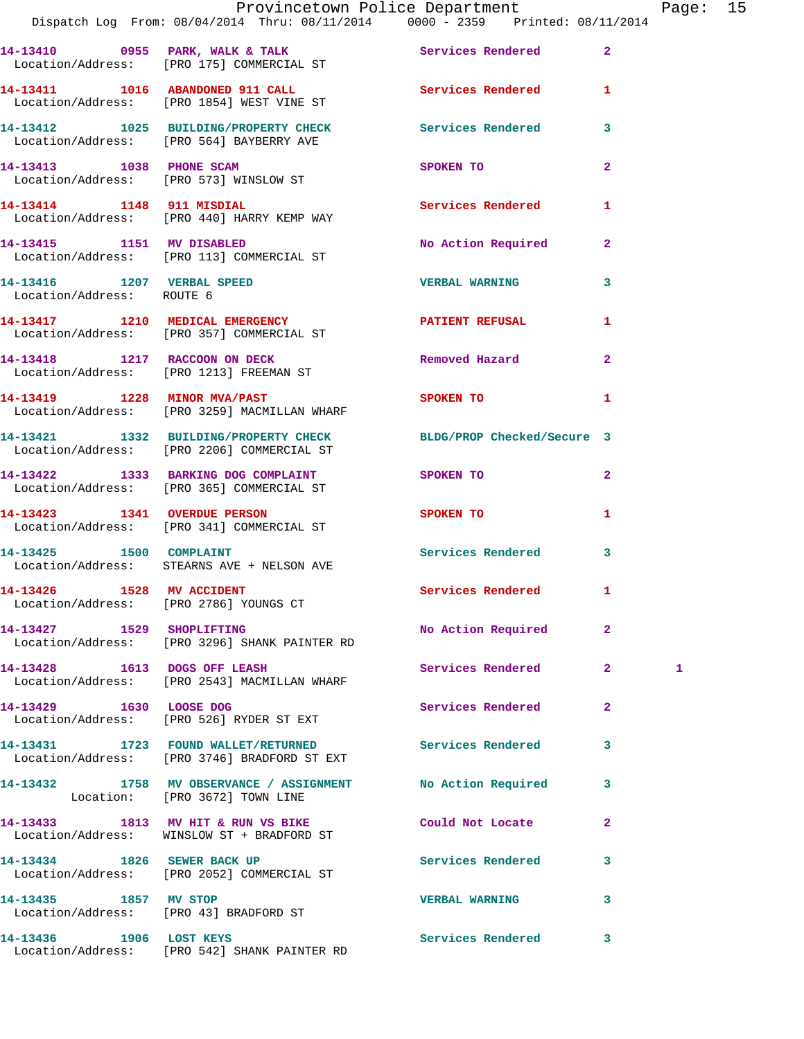14-13410 0955 PARK, WALK & TALK Services Rendered 2
Location/Address: [PRO 175] COMMERCIAL ST

14-13411 1016 ABANDONED 911 CALL Services Rendered 1
Location/Address: [PRO 1854] WEST VINE ST

14-13412 1025 BUILDING/PROPERTY CHECK Services Rendered 3
Location/Address: [PRO 564] BAYBERRY AVE

14-13413 1038 PHONE SCAM SPOKEN TO 2
Location/Address: [PRO 573] WINSLOW ST

14-13414 1148 911 MISDIAL Services Rendered 1
Location/Address: [PRO 440] HARRY KEMP WAY

14-13415 1151 MV DISABLED No Action Required 2
Location/Address: [PRO 113] COMMERCIAL ST

14-13416 1207 VERBAL SPEED VERBAL WARNING 3
Location/Address: ROUTE 6

14-13417 1210 MEDICAL EMERGENCY PATIENT REFUSAL 1
Location/Address: [PRO 357] COMMERCIAL ST

14-13418 1217 RACCOON ON DECK Removed Hazard 2
Location/Address: [PRO 1213] FREEMAN ST

14-13419 1228 MINOR MVA/PAST SPOKEN TO 1
Location/Address: [PRO 3259] MACMILLAN WHARF

14-13421 1332 BUILDING/PROPERTY CHECK BLDG/PROP Checked/Secure 3
Location/Address: [PRO 2206] COMMERCIAL ST

14-13422 1333 BARKING DOG COMPLAINT SPOKEN TO 2
Location/Address: [PRO 365] COMMERCIAL ST

14-13423 1341 OVERDUE PERSON SPOKEN TO 1
Location/Address: [PRO 341] COMMERCIAL ST

14-13425 1500 COMPLAINT Services Rendered 3
Location/Address: STEARNS AVE + NELSON AVE

14-13426 1528 MV ACCIDENT Services Rendered 1
Location/Address: [PRO 2786] YOUNGS CT

14-13427 1529 SHOPLIFTING No Action Required 2
Location/Address: [PRO 3296] SHANK PAINTER RD

14-13428 1613 DOGS OFF LEASH Services Rendered 2 1
Location/Address: [PRO 2543] MACMILLAN WHARF

14-13429 1630 LOOSE DOG Services Rendered 2
Location/Address: [PRO 526] RYDER ST EXT

14-13431 1723 FOUND WALLET/RETURNED Services Rendered 3
Location/Address: [PRO 3746] BRADFORD ST EXT

14-13432 1758 MV OBSERVANCE / ASSIGNMENT No Action Required 3
Location: [PRO 3672] TOWN LINE

14-13433 1813 MV HIT & RUN VS BIKE Could Not Locate 2
Location/Address: WINSLOW ST + BRADFORD ST

14-13434 1826 SEWER BACK UP Services Rendered 3
Location/Address: [PRO 2052] COMMERCIAL ST

14-13435 1857 MV STOP VERBAL WARNING 3
Location/Address: [PRO 43] BRADFORD ST

14-13436 1906 LOST KEYS Services Rendered 3
Location/Address: [PRO 542] SHANK PAINTER RD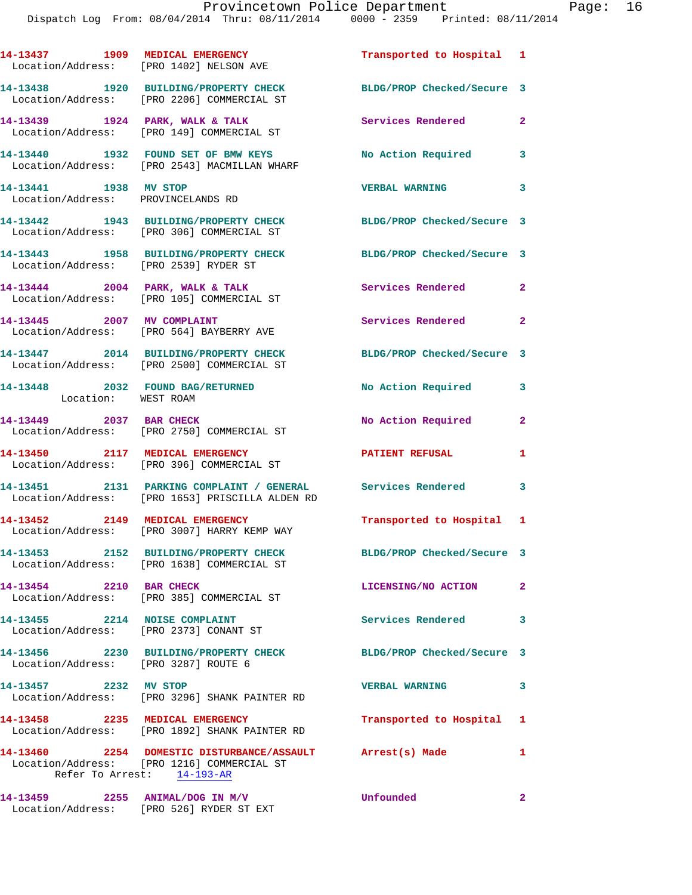14-13437 1909 MEDICAL EMERGENCY Transported to Hospital 1
Location/Address: [PRO 1402] NELSON AVE

14-13438 1920 BUILDING/PROPERTY CHECK BLDG/PROP Checked/Secure 3
Location/Address: [PRO 2206] COMMERCIAL ST

14-13439 1924 PARK, WALK & TALK Services Rendered 2
Location/Address: [PRO 149] COMMERCIAL ST

14-13440 1932 FOUND SET OF BMW KEYS No Action Required 3
Location/Address: [PRO 2543] MACMILLAN WHARF

14-13441 1938 MV STOP VERBAL WARNING 3
Location/Address: PROVINCELANDS RD

14-13442 1943 BUILDING/PROPERTY CHECK BLDG/PROP Checked/Secure 3
Location/Address: [PRO 306] COMMERCIAL ST

14-13443 1958 BUILDING/PROPERTY CHECK BLDG/PROP Checked/Secure 3
Location/Address: [PRO 2539] RYDER ST

14-13444 2004 PARK, WALK & TALK Services Rendered 2
Location/Address: [PRO 105] COMMERCIAL ST

14-13445 2007 MV COMPLAINT Services Rendered 2
Location/Address: [PRO 564] BAYBERRY AVE

14-13447 2014 BUILDING/PROPERTY CHECK BLDG/PROP Checked/Secure 3
Location/Address: [PRO 2500] COMMERCIAL ST

14-13448 2032 FOUND BAG/RETURNED No Action Required 3
Location: WEST ROAM

14-13449 2037 BAR CHECK No Action Required 2
Location/Address: [PRO 2750] COMMERCIAL ST

14-13450 2117 MEDICAL EMERGENCY PATIENT REFUSAL 1
Location/Address: [PRO 396] COMMERCIAL ST

14-13451 2131 PARKING COMPLAINT / GENERAL Services Rendered 3
Location/Address: [PRO 1653] PRISCILLA ALDEN RD

14-13452 2149 MEDICAL EMERGENCY Transported to Hospital 1
Location/Address: [PRO 3007] HARRY KEMP WAY

14-13453 2152 BUILDING/PROPERTY CHECK BLDG/PROP Checked/Secure 3
Location/Address: [PRO 1638] COMMERCIAL ST

14-13454 2210 BAR CHECK LICENSING/NO ACTION 2
Location/Address: [PRO 385] COMMERCIAL ST

14-13455 2214 NOISE COMPLAINT Services Rendered 3
Location/Address: [PRO 2373] CONANT ST

14-13456 2230 BUILDING/PROPERTY CHECK BLDG/PROP Checked/Secure 3
Location/Address: [PRO 3287] ROUTE 6

14-13457 2232 MV STOP VERBAL WARNING 3
Location/Address: [PRO 3296] SHANK PAINTER RD

14-13458 2235 MEDICAL EMERGENCY Transported to Hospital 1
Location/Address: [PRO 1892] SHANK PAINTER RD

14-13460 2254 DOMESTIC DISTURBANCE/ASSAULT Arrest(s) Made 1
Location/Address: [PRO 1216] COMMERCIAL ST
Refer To Arrest: 14-193-AR

14-13459 2255 ANIMAL/DOG IN M/V Unfounded 2
Location/Address: [PRO 526] RYDER ST EXT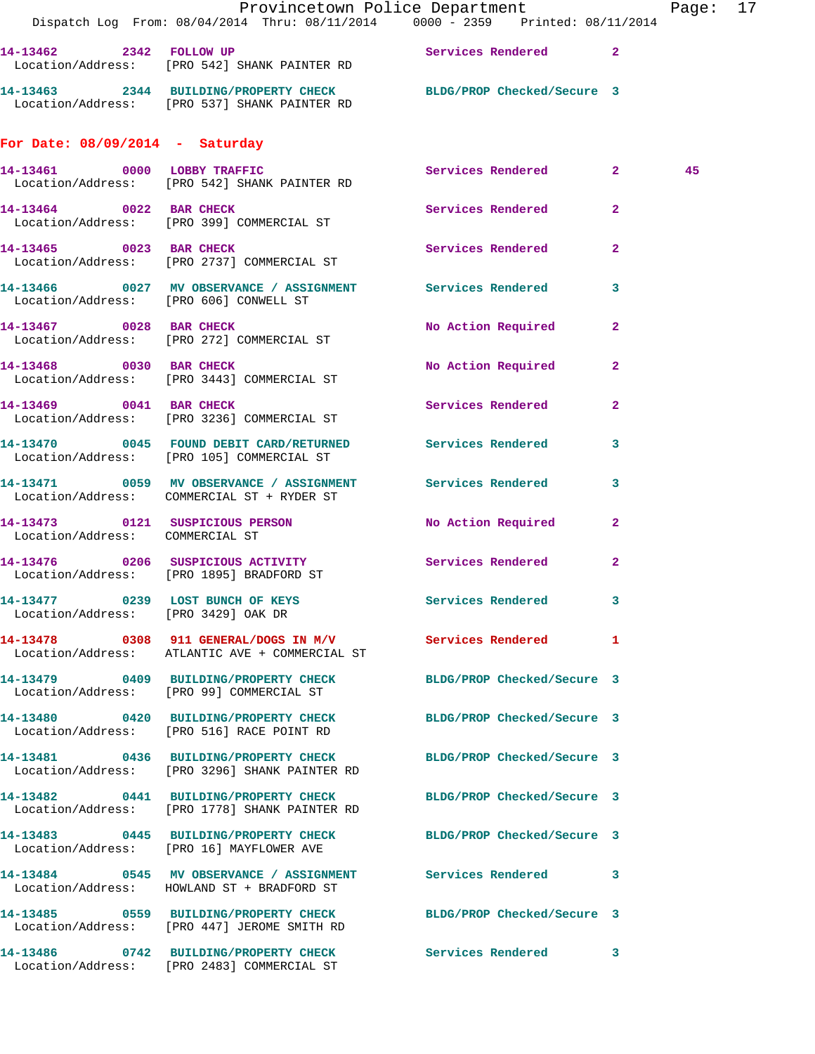14-13462 2342 FOLLOW UP Services Rendered 2
 Location/Address: [PRO 542] SHANK PAINTER RD

14-13463 2344 BUILDING/PROPERTY CHECK BLDG/PROP Checked/Secure 3
 Location/Address: [PRO 537] SHANK PAINTER RD

## For Date: 08/09/2014 - Saturday

14-13461 0000 LOBBY TRAFFIC Services Rendered 2 45
 Location/Address: [PRO 542] SHANK PAINTER RD

14-13464 0022 BAR CHECK Services Rendered 2
 Location/Address: [PRO 399] COMMERCIAL ST

14-13465 0023 BAR CHECK Services Rendered 2
 Location/Address: [PRO 2737] COMMERCIAL ST

14-13466 0027 MV OBSERVANCE / ASSIGNMENT Services Rendered 3
 Location/Address: [PRO 606] CONWELL ST

14-13467 0028 BAR CHECK No Action Required 2
 Location/Address: [PRO 272] COMMERCIAL ST

14-13468 0030 BAR CHECK No Action Required 2
 Location/Address: [PRO 3443] COMMERCIAL ST

14-13469 0041 BAR CHECK Services Rendered 2
 Location/Address: [PRO 3236] COMMERCIAL ST

14-13470 0045 FOUND DEBIT CARD/RETURNED Services Rendered 3
 Location/Address: [PRO 105] COMMERCIAL ST

14-13471 0059 MV OBSERVANCE / ASSIGNMENT Services Rendered 3
 Location/Address: COMMERCIAL ST + RYDER ST

14-13473 0121 SUSPICIOUS PERSON No Action Required 2
 Location/Address: COMMERCIAL ST

14-13476 0206 SUSPICIOUS ACTIVITY Services Rendered 2
 Location/Address: [PRO 1895] BRADFORD ST

14-13477 0239 LOST BUNCH OF KEYS Services Rendered 3
 Location/Address: [PRO 3429] OAK DR

14-13478 0308 911 GENERAL/DOGS IN M/V Services Rendered 1
 Location/Address: ATLANTIC AVE + COMMERCIAL ST

14-13479 0409 BUILDING/PROPERTY CHECK BLDG/PROP Checked/Secure 3
 Location/Address: [PRO 99] COMMERCIAL ST

14-13480 0420 BUILDING/PROPERTY CHECK BLDG/PROP Checked/Secure 3
 Location/Address: [PRO 516] RACE POINT RD

14-13481 0436 BUILDING/PROPERTY CHECK BLDG/PROP Checked/Secure 3
 Location/Address: [PRO 3296] SHANK PAINTER RD

14-13482 0441 BUILDING/PROPERTY CHECK BLDG/PROP Checked/Secure 3
 Location/Address: [PRO 1778] SHANK PAINTER RD

14-13483 0445 BUILDING/PROPERTY CHECK BLDG/PROP Checked/Secure 3
 Location/Address: [PRO 16] MAYFLOWER AVE

14-13484 0545 MV OBSERVANCE / ASSIGNMENT Services Rendered 3
 Location/Address: HOWLAND ST + BRADFORD ST

14-13485 0559 BUILDING/PROPERTY CHECK BLDG/PROP Checked/Secure 3
 Location/Address: [PRO 447] JEROME SMITH RD

14-13486 0742 BUILDING/PROPERTY CHECK Services Rendered 3
 Location/Address: [PRO 2483] COMMERCIAL ST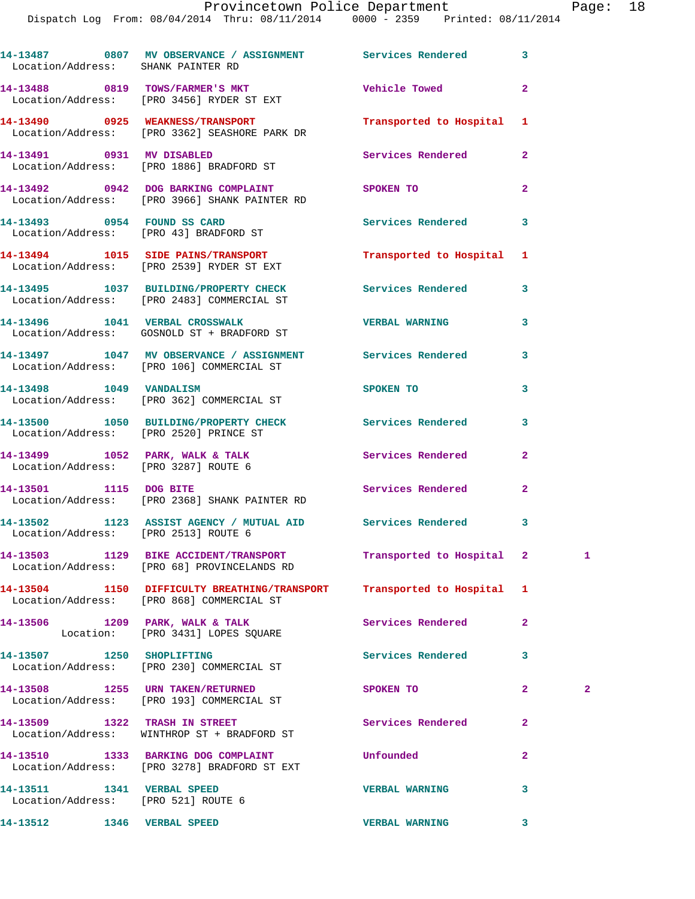14-13487 0807 MV OBSERVANCE / ASSIGNMENT Services Rendered 3
Location/Address: SHANK PAINTER RD

14-13488 0819 TOWS/FARMER'S MKT Vehicle Towed 2
Location/Address: [PRO 3456] RYDER ST EXT

14-13490 0925 WEAKNESS/TRANSPORT Transported to Hospital 1
Location/Address: [PRO 3362] SEASHORE PARK DR

14-13491 0931 MV DISABLED Services Rendered 2
Location/Address: [PRO 1886] BRADFORD ST

14-13492 0942 DOG BARKING COMPLAINT SPOKEN TO 2
Location/Address: [PRO 3966] SHANK PAINTER RD

14-13493 0954 FOUND SS CARD Services Rendered 3
Location/Address: [PRO 43] BRADFORD ST

14-13494 1015 SIDE PAINS/TRANSPORT Transported to Hospital 1
Location/Address: [PRO 2539] RYDER ST EXT

14-13495 1037 BUILDING/PROPERTY CHECK Services Rendered 3
Location/Address: [PRO 2483] COMMERCIAL ST

14-13496 1041 VERBAL CROSSWALK VERBAL WARNING 3
Location/Address: GOSNOLD ST + BRADFORD ST

14-13497 1047 MV OBSERVANCE / ASSIGNMENT Services Rendered 3
Location/Address: [PRO 106] COMMERCIAL ST

14-13498 1049 VANDALISM SPOKEN TO 3
Location/Address: [PRO 362] COMMERCIAL ST

14-13500 1050 BUILDING/PROPERTY CHECK Services Rendered 3
Location/Address: [PRO 2520] PRINCE ST

14-13499 1052 PARK, WALK & TALK Services Rendered 2
Location/Address: [PRO 3287] ROUTE 6

14-13501 1115 DOG BITE Services Rendered 2
Location/Address: [PRO 2368] SHANK PAINTER RD

14-13502 1123 ASSIST AGENCY / MUTUAL AID Services Rendered 3
Location/Address: [PRO 2513] ROUTE 6

14-13503 1129 BIKE ACCIDENT/TRANSPORT Transported to Hospital 2 1
Location/Address: [PRO 68] PROVINCELANDS RD

14-13504 1150 DIFFICULTY BREATHING/TRANSPORT Transported to Hospital 1
Location/Address: [PRO 868] COMMERCIAL ST

14-13506 1209 PARK, WALK & TALK Services Rendered 2
Location: [PRO 3431] LOPES SQUARE

14-13507 1250 SHOPLIFTING Services Rendered 3
Location/Address: [PRO 230] COMMERCIAL ST

14-13508 1255 URN TAKEN/RETURNED SPOKEN TO 2 2
Location/Address: [PRO 193] COMMERCIAL ST

14-13509 1322 TRASH IN STREET Services Rendered 2
Location/Address: WINTHROP ST + BRADFORD ST

14-13510 1333 BARKING DOG COMPLAINT Unfounded 2
Location/Address: [PRO 3278] BRADFORD ST EXT

14-13511 1341 VERBAL SPEED VERBAL WARNING 3
Location/Address: [PRO 521] ROUTE 6

14-13512 1346 VERBAL SPEED VERBAL WARNING 3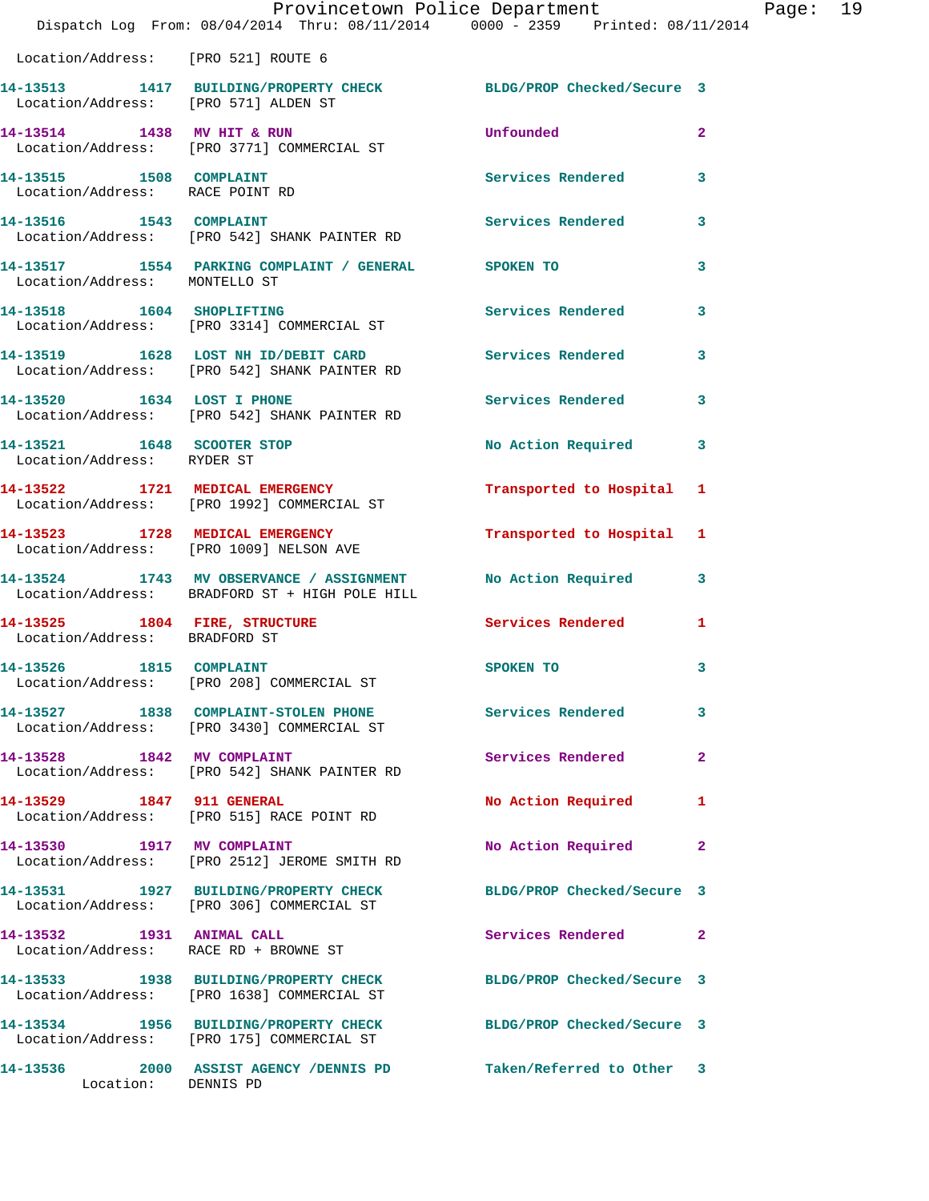Location/Address: [PRO 521] ROUTE 6

| Call Number | Time | Call Reason | Action | Priority |
|---|---|---|---|---|
| 14-13513 | 1417 | BUILDING/PROPERTY CHECK | BLDG/PROP Checked/Secure | 3 |
| | | Location/Address: [PRO 571] ALDEN ST | | |
| 14-13514 | 1438 | MV HIT & RUN | Unfounded | 2 |
| | | Location/Address: [PRO 3771] COMMERCIAL ST | | |
| 14-13515 | 1508 | COMPLAINT | Services Rendered | 3 |
| | | Location/Address: RACE POINT RD | | |
| 14-13516 | 1543 | COMPLAINT | Services Rendered | 3 |
| | | Location/Address: [PRO 542] SHANK PAINTER RD | | |
| 14-13517 | 1554 | PARKING COMPLAINT / GENERAL | SPOKEN TO | 3 |
| | | Location/Address: MONTELLO ST | | |
| 14-13518 | 1604 | SHOPLIFTING | Services Rendered | 3 |
| | | Location/Address: [PRO 3314] COMMERCIAL ST | | |
| 14-13519 | 1628 | LOST NH ID/DEBIT CARD | Services Rendered | 3 |
| | | Location/Address: [PRO 542] SHANK PAINTER RD | | |
| 14-13520 | 1634 | LOST I PHONE | Services Rendered | 3 |
| | | Location/Address: [PRO 542] SHANK PAINTER RD | | |
| 14-13521 | 1648 | SCOOTER STOP | No Action Required | 3 |
| | | Location/Address: RYDER ST | | |
| 14-13522 | 1721 | MEDICAL EMERGENCY | Transported to Hospital | 1 |
| | | Location/Address: [PRO 1992] COMMERCIAL ST | | |
| 14-13523 | 1728 | MEDICAL EMERGENCY | Transported to Hospital | 1 |
| | | Location/Address: [PRO 1009] NELSON AVE | | |
| 14-13524 | 1743 | MV OBSERVANCE / ASSIGNMENT | No Action Required | 3 |
| | | Location/Address: BRADFORD ST + HIGH POLE HILL | | |
| 14-13525 | 1804 | FIRE, STRUCTURE | Services Rendered | 1 |
| | | Location/Address: BRADFORD ST | | |
| 14-13526 | 1815 | COMPLAINT | SPOKEN TO | 3 |
| | | Location/Address: [PRO 208] COMMERCIAL ST | | |
| 14-13527 | 1838 | COMPLAINT-STOLEN PHONE | Services Rendered | 3 |
| | | Location/Address: [PRO 3430] COMMERCIAL ST | | |
| 14-13528 | 1842 | MV COMPLAINT | Services Rendered | 2 |
| | | Location/Address: [PRO 542] SHANK PAINTER RD | | |
| 14-13529 | 1847 | 911 GENERAL | No Action Required | 1 |
| | | Location/Address: [PRO 515] RACE POINT RD | | |
| 14-13530 | 1917 | MV COMPLAINT | No Action Required | 2 |
| | | Location/Address: [PRO 2512] JEROME SMITH RD | | |
| 14-13531 | 1927 | BUILDING/PROPERTY CHECK | BLDG/PROP Checked/Secure | 3 |
| | | Location/Address: [PRO 306] COMMERCIAL ST | | |
| 14-13532 | 1931 | ANIMAL CALL | Services Rendered | 2 |
| | | Location/Address: RACE RD + BROWNE ST | | |
| 14-13533 | 1938 | BUILDING/PROPERTY CHECK | BLDG/PROP Checked/Secure | 3 |
| | | Location/Address: [PRO 1638] COMMERCIAL ST | | |
| 14-13534 | 1956 | BUILDING/PROPERTY CHECK | BLDG/PROP Checked/Secure | 3 |
| | | Location/Address: [PRO 175] COMMERCIAL ST | | |
| 14-13536 | 2000 | ASSIST AGENCY /DENNIS PD | Taken/Referred to Other | 3 |
| | | Location: DENNIS PD | | |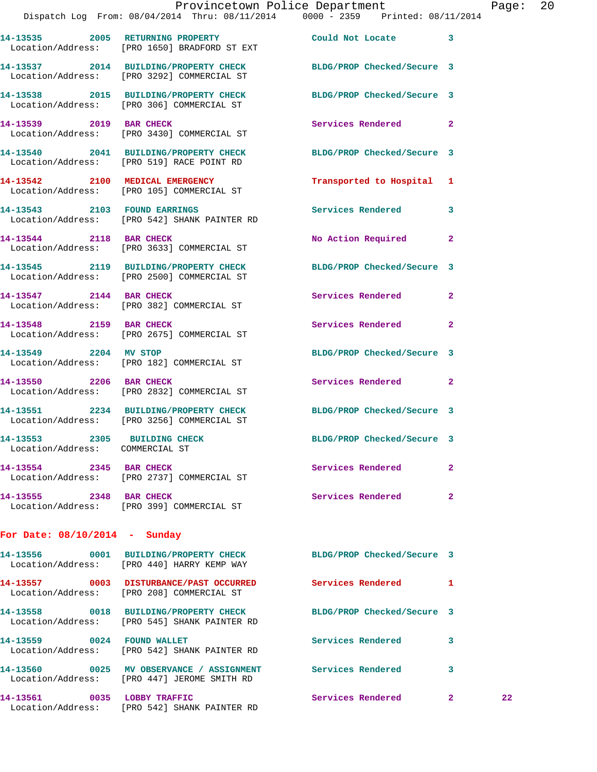14-13535 2005 RETURNING PROPERTY Could Not Locate 3
Location/Address: [PRO 1650] BRADFORD ST EXT

14-13537 2014 BUILDING/PROPERTY CHECK BLDG/PROP Checked/Secure 3
Location/Address: [PRO 3292] COMMERCIAL ST

14-13538 2015 BUILDING/PROPERTY CHECK BLDG/PROP Checked/Secure 3
Location/Address: [PRO 306] COMMERCIAL ST

14-13539 2019 BAR CHECK Services Rendered 2
Location/Address: [PRO 3430] COMMERCIAL ST

14-13540 2041 BUILDING/PROPERTY CHECK BLDG/PROP Checked/Secure 3
Location/Address: [PRO 519] RACE POINT RD

14-13542 2100 MEDICAL EMERGENCY Transported to Hospital 1
Location/Address: [PRO 105] COMMERCIAL ST

14-13543 2103 FOUND EARRINGS Services Rendered 3
Location/Address: [PRO 542] SHANK PAINTER RD

14-13544 2118 BAR CHECK No Action Required 2
Location/Address: [PRO 3633] COMMERCIAL ST

14-13545 2119 BUILDING/PROPERTY CHECK BLDG/PROP Checked/Secure 3
Location/Address: [PRO 2500] COMMERCIAL ST

14-13547 2144 BAR CHECK Services Rendered 2
Location/Address: [PRO 382] COMMERCIAL ST

14-13548 2159 BAR CHECK Services Rendered 2
Location/Address: [PRO 2675] COMMERCIAL ST

14-13549 2204 MV STOP BLDG/PROP Checked/Secure 3
Location/Address: [PRO 182] COMMERCIAL ST

14-13550 2206 BAR CHECK Services Rendered 2
Location/Address: [PRO 2832] COMMERCIAL ST

14-13551 2234 BUILDING/PROPERTY CHECK BLDG/PROP Checked/Secure 3
Location/Address: [PRO 3256] COMMERCIAL ST

14-13553 2305 BUILDING CHECK BLDG/PROP Checked/Secure 3
Location/Address: COMMERCIAL ST

14-13554 2345 BAR CHECK Services Rendered 2
Location/Address: [PRO 2737] COMMERCIAL ST

14-13555 2348 BAR CHECK Services Rendered 2
Location/Address: [PRO 399] COMMERCIAL ST

**For Date: 08/10/2014 - Sunday**

14-13556 0001 BUILDING/PROPERTY CHECK BLDG/PROP Checked/Secure 3
Location/Address: [PRO 440] HARRY KEMP WAY

14-13557 0003 DISTURBANCE/PAST OCCURRED Services Rendered 1
Location/Address: [PRO 208] COMMERCIAL ST

14-13558 0018 BUILDING/PROPERTY CHECK BLDG/PROP Checked/Secure 3
Location/Address: [PRO 545] SHANK PAINTER RD

14-13559 0024 FOUND WALLET Services Rendered 3
Location/Address: [PRO 542] SHANK PAINTER RD

14-13560 0025 MV OBSERVANCE / ASSIGNMENT Services Rendered 3
Location/Address: [PRO 447] JEROME SMITH RD

14-13561 0035 LOBBY TRAFFIC Services Rendered 2 22
Location/Address: [PRO 542] SHANK PAINTER RD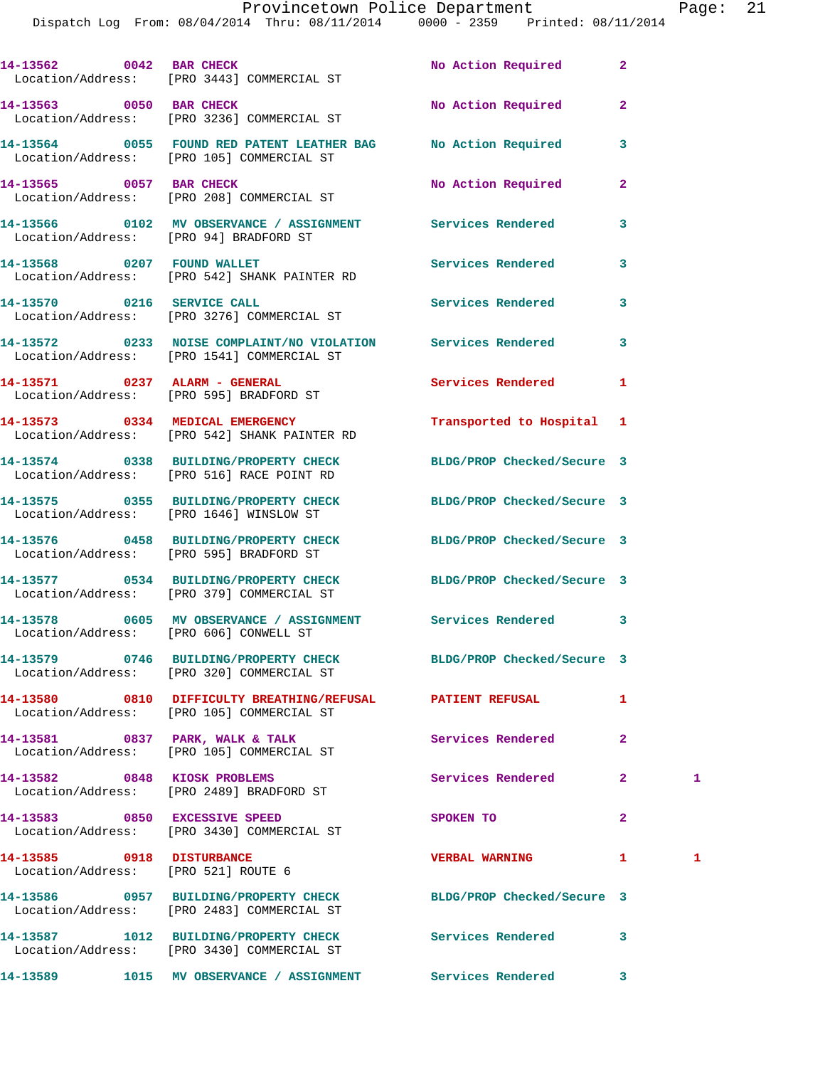| Call # | Time | Call Reason | Action | Priority | |
|---|---|---|---|---|---|
| 14-13562 | 0042 | BAR CHECK | No Action Required | 2 | |
| Location/Address: [PRO 3443] COMMERCIAL ST | | | | | |
| 14-13563 | 0050 | BAR CHECK | No Action Required | 2 | |
| Location/Address: [PRO 3236] COMMERCIAL ST | | | | | |
| 14-13564 | 0055 | FOUND RED PATENT LEATHER BAG | No Action Required | 3 | |
| Location/Address: [PRO 105] COMMERCIAL ST | | | | | |
| 14-13565 | 0057 | BAR CHECK | No Action Required | 2 | |
| Location/Address: [PRO 208] COMMERCIAL ST | | | | | |
| 14-13566 | 0102 | MV OBSERVANCE / ASSIGNMENT | Services Rendered | 3 | |
| Location/Address: [PRO 94] BRADFORD ST | | | | | |
| 14-13568 | 0207 | FOUND WALLET | Services Rendered | 3 | |
| Location/Address: [PRO 542] SHANK PAINTER RD | | | | | |
| 14-13570 | 0216 | SERVICE CALL | Services Rendered | 3 | |
| Location/Address: [PRO 3276] COMMERCIAL ST | | | | | |
| 14-13572 | 0233 | NOISE COMPLAINT/NO VIOLATION | Services Rendered | 3 | |
| Location/Address: [PRO 1541] COMMERCIAL ST | | | | | |
| 14-13571 | 0237 | ALARM - GENERAL | Services Rendered | 1 | |
| Location/Address: [PRO 595] BRADFORD ST | | | | | |
| 14-13573 | 0334 | MEDICAL EMERGENCY | Transported to Hospital | 1 | |
| Location/Address: [PRO 542] SHANK PAINTER RD | | | | | |
| 14-13574 | 0338 | BUILDING/PROPERTY CHECK | BLDG/PROP Checked/Secure | 3 | |
| Location/Address: [PRO 516] RACE POINT RD | | | | | |
| 14-13575 | 0355 | BUILDING/PROPERTY CHECK | BLDG/PROP Checked/Secure | 3 | |
| Location/Address: [PRO 1646] WINSLOW ST | | | | | |
| 14-13576 | 0458 | BUILDING/PROPERTY CHECK | BLDG/PROP Checked/Secure | 3 | |
| Location/Address: [PRO 595] BRADFORD ST | | | | | |
| 14-13577 | 0534 | BUILDING/PROPERTY CHECK | BLDG/PROP Checked/Secure | 3 | |
| Location/Address: [PRO 379] COMMERCIAL ST | | | | | |
| 14-13578 | 0605 | MV OBSERVANCE / ASSIGNMENT | Services Rendered | 3 | |
| Location/Address: [PRO 606] CONWELL ST | | | | | |
| 14-13579 | 0746 | BUILDING/PROPERTY CHECK | BLDG/PROP Checked/Secure | 3 | |
| Location/Address: [PRO 320] COMMERCIAL ST | | | | | |
| 14-13580 | 0810 | DIFFICULTY BREATHING/REFUSAL | PATIENT REFUSAL | 1 | |
| Location/Address: [PRO 105] COMMERCIAL ST | | | | | |
| 14-13581 | 0837 | PARK, WALK & TALK | Services Rendered | 2 | |
| Location/Address: [PRO 105] COMMERCIAL ST | | | | | |
| 14-13582 | 0848 | KIOSK PROBLEMS | Services Rendered | 2 | 1 |
| Location/Address: [PRO 2489] BRADFORD ST | | | | | |
| 14-13583 | 0850 | EXCESSIVE SPEED | SPOKEN TO | 2 | |
| Location/Address: [PRO 3430] COMMERCIAL ST | | | | | |
| 14-13585 | 0918 | DISTURBANCE | VERBAL WARNING | 1 | 1 |
| Location/Address: [PRO 521] ROUTE 6 | | | | | |
| 14-13586 | 0957 | BUILDING/PROPERTY CHECK | BLDG/PROP Checked/Secure | 3 | |
| Location/Address: [PRO 2483] COMMERCIAL ST | | | | | |
| 14-13587 | 1012 | BUILDING/PROPERTY CHECK | Services Rendered | 3 | |
| Location/Address: [PRO 3430] COMMERCIAL ST | | | | | |
| 14-13589 | 1015 | MV OBSERVANCE / ASSIGNMENT | Services Rendered | 3 | |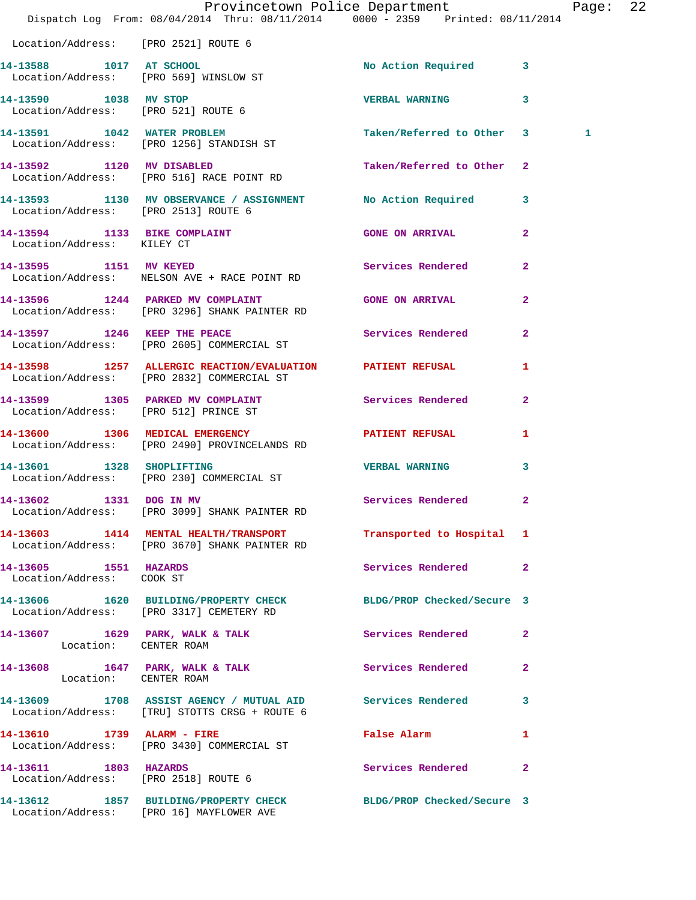Location/Address: [PRO 2521] ROUTE 6

| Call # | Time | Call Reason | Action | Priority | |
|---|---|---|---|---|---|
| 14-13588 | 1017 | AT SCHOOL | No Action Required | 3 | |
| | | Location/Address: [PRO 569] WINSLOW ST | | | |
| 14-13590 | 1038 | MV STOP | VERBAL WARNING | 3 | |
| | | Location/Address: [PRO 521] ROUTE 6 | | | |
| 14-13591 | 1042 | WATER PROBLEM | Taken/Referred to Other | 3 | 1 |
| | | Location/Address: [PRO 1256] STANDISH ST | | | |
| 14-13592 | 1120 | MV DISABLED | Taken/Referred to Other | 2 | |
| | | Location/Address: [PRO 516] RACE POINT RD | | | |
| 14-13593 | 1130 | MV OBSERVANCE / ASSIGNMENT | No Action Required | 3 | |
| | | Location/Address: [PRO 2513] ROUTE 6 | | | |
| 14-13594 | 1133 | BIKE COMPLAINT | GONE ON ARRIVAL | 2 | |
| | | Location/Address: KILEY CT | | | |
| 14-13595 | 1151 | MV KEYED | Services Rendered | 2 | |
| | | Location/Address: NELSON AVE + RACE POINT RD | | | |
| 14-13596 | 1244 | PARKED MV COMPLAINT | GONE ON ARRIVAL | 2 | |
| | | Location/Address: [PRO 3296] SHANK PAINTER RD | | | |
| 14-13597 | 1246 | KEEP THE PEACE | Services Rendered | 2 | |
| | | Location/Address: [PRO 2605] COMMERCIAL ST | | | |
| 14-13598 | 1257 | ALLERGIC REACTION/EVALUATION | PATIENT REFUSAL | 1 | |
| | | Location/Address: [PRO 2832] COMMERCIAL ST | | | |
| 14-13599 | 1305 | PARKED MV COMPLAINT | Services Rendered | 2 | |
| | | Location/Address: [PRO 512] PRINCE ST | | | |
| 14-13600 | 1306 | MEDICAL EMERGENCY | PATIENT REFUSAL | 1 | |
| | | Location/Address: [PRO 2490] PROVINCELANDS RD | | | |
| 14-13601 | 1328 | SHOPLIFTING | VERBAL WARNING | 3 | |
| | | Location/Address: [PRO 230] COMMERCIAL ST | | | |
| 14-13602 | 1331 | DOG IN MV | Services Rendered | 2 | |
| | | Location/Address: [PRO 3099] SHANK PAINTER RD | | | |
| 14-13603 | 1414 | MENTAL HEALTH/TRANSPORT | Transported to Hospital | 1 | |
| | | Location/Address: [PRO 3670] SHANK PAINTER RD | | | |
| 14-13605 | 1551 | HAZARDS | Services Rendered | 2 | |
| | | Location/Address: COOK ST | | | |
| 14-13606 | 1620 | BUILDING/PROPERTY CHECK | BLDG/PROP Checked/Secure | 3 | |
| | | Location/Address: [PRO 3317] CEMETERY RD | | | |
| 14-13607 | 1629 | PARK, WALK & TALK | Services Rendered | 2 | |
| | | Location: CENTER ROAM | | | |
| 14-13608 | 1647 | PARK, WALK & TALK | Services Rendered | 2 | |
| | | Location: CENTER ROAM | | | |
| 14-13609 | 1708 | ASSIST AGENCY / MUTUAL AID | Services Rendered | 3 | |
| | | Location/Address: [TRU] STOTTS CRSG + ROUTE 6 | | | |
| 14-13610 | 1739 | ALARM - FIRE | False Alarm | 1 | |
| | | Location/Address: [PRO 3430] COMMERCIAL ST | | | |
| 14-13611 | 1803 | HAZARDS | Services Rendered | 2 | |
| | | Location/Address: [PRO 2518] ROUTE 6 | | | |
| 14-13612 | 1857 | BUILDING/PROPERTY CHECK | BLDG/PROP Checked/Secure | 3 | |
| | | Location/Address: [PRO 16] MAYFLOWER AVE | | | |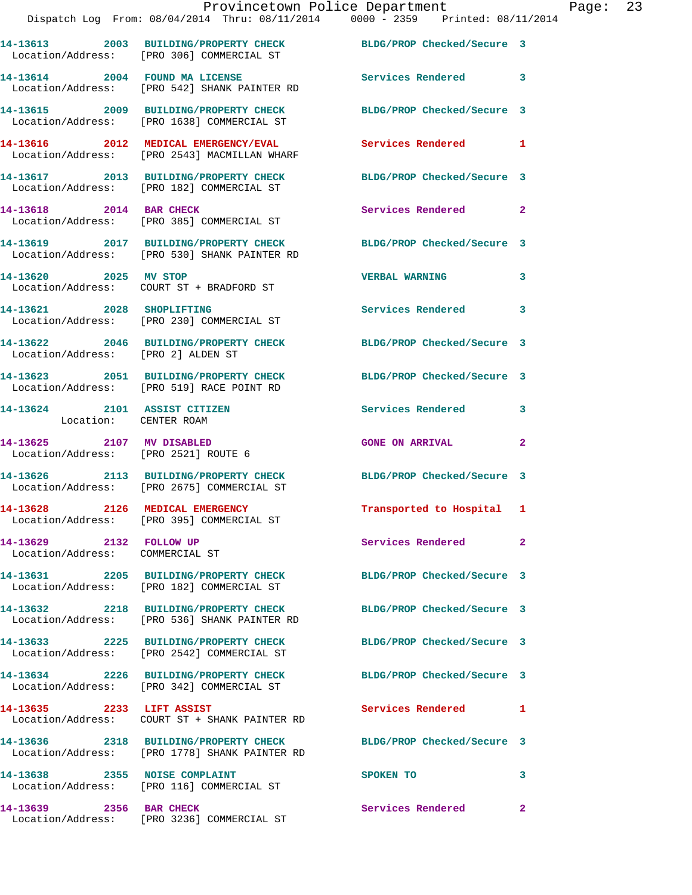| Call # | Time | Call Type | Disposition | Priority |
|---|---|---|---|---|
| 14-13613 | 2003 | BUILDING/PROPERTY CHECK | BLDG/PROP Checked/Secure | 3 |
| Location/Address: | | [PRO 306] COMMERCIAL ST | | |
| 14-13614 | 2004 | FOUND MA LICENSE | Services Rendered | 3 |
| Location/Address: | | [PRO 542] SHANK PAINTER RD | | |
| 14-13615 | 2009 | BUILDING/PROPERTY CHECK | BLDG/PROP Checked/Secure | 3 |
| Location/Address: | | [PRO 1638] COMMERCIAL ST | | |
| 14-13616 | 2012 | MEDICAL EMERGENCY/EVAL | Services Rendered | 1 |
| Location/Address: | | [PRO 2543] MACMILLAN WHARF | | |
| 14-13617 | 2013 | BUILDING/PROPERTY CHECK | BLDG/PROP Checked/Secure | 3 |
| Location/Address: | | [PRO 182] COMMERCIAL ST | | |
| 14-13618 | 2014 | BAR CHECK | Services Rendered | 2 |
| Location/Address: | | [PRO 385] COMMERCIAL ST | | |
| 14-13619 | 2017 | BUILDING/PROPERTY CHECK | BLDG/PROP Checked/Secure | 3 |
| Location/Address: | | [PRO 530] SHANK PAINTER RD | | |
| 14-13620 | 2025 | MV STOP | VERBAL WARNING | 3 |
| Location/Address: | | COURT ST + BRADFORD ST | | |
| 14-13621 | 2028 | SHOPLIFTING | Services Rendered | 3 |
| Location/Address: | | [PRO 230] COMMERCIAL ST | | |
| 14-13622 | 2046 | BUILDING/PROPERTY CHECK | BLDG/PROP Checked/Secure | 3 |
| Location/Address: | | [PRO 2] ALDEN ST | | |
| 14-13623 | 2051 | BUILDING/PROPERTY CHECK | BLDG/PROP Checked/Secure | 3 |
| Location/Address: | | [PRO 519] RACE POINT RD | | |
| 14-13624 | 2101 | ASSIST CITIZEN | Services Rendered | 3 |
| Location: | | CENTER ROAM | | |
| 14-13625 | 2107 | MV DISABLED | GONE ON ARRIVAL | 2 |
| Location/Address: | | [PRO 2521] ROUTE 6 | | |
| 14-13626 | 2113 | BUILDING/PROPERTY CHECK | BLDG/PROP Checked/Secure | 3 |
| Location/Address: | | [PRO 2675] COMMERCIAL ST | | |
| 14-13628 | 2126 | MEDICAL EMERGENCY | Transported to Hospital | 1 |
| Location/Address: | | [PRO 395] COMMERCIAL ST | | |
| 14-13629 | 2132 | FOLLOW UP | Services Rendered | 2 |
| Location/Address: | | COMMERCIAL ST | | |
| 14-13631 | 2205 | BUILDING/PROPERTY CHECK | BLDG/PROP Checked/Secure | 3 |
| Location/Address: | | [PRO 182] COMMERCIAL ST | | |
| 14-13632 | 2218 | BUILDING/PROPERTY CHECK | BLDG/PROP Checked/Secure | 3 |
| Location/Address: | | [PRO 536] SHANK PAINTER RD | | |
| 14-13633 | 2225 | BUILDING/PROPERTY CHECK | BLDG/PROP Checked/Secure | 3 |
| Location/Address: | | [PRO 2542] COMMERCIAL ST | | |
| 14-13634 | 2226 | BUILDING/PROPERTY CHECK | BLDG/PROP Checked/Secure | 3 |
| Location/Address: | | [PRO 342] COMMERCIAL ST | | |
| 14-13635 | 2233 | LIFT ASSIST | Services Rendered | 1 |
| Location/Address: | | COURT ST + SHANK PAINTER RD | | |
| 14-13636 | 2318 | BUILDING/PROPERTY CHECK | BLDG/PROP Checked/Secure | 3 |
| Location/Address: | | [PRO 1778] SHANK PAINTER RD | | |
| 14-13638 | 2355 | NOISE COMPLAINT | SPOKEN TO | 3 |
| Location/Address: | | [PRO 116] COMMERCIAL ST | | |
| 14-13639 | 2356 | BAR CHECK | Services Rendered | 2 |
| Location/Address: | | [PRO 3236] COMMERCIAL ST | | |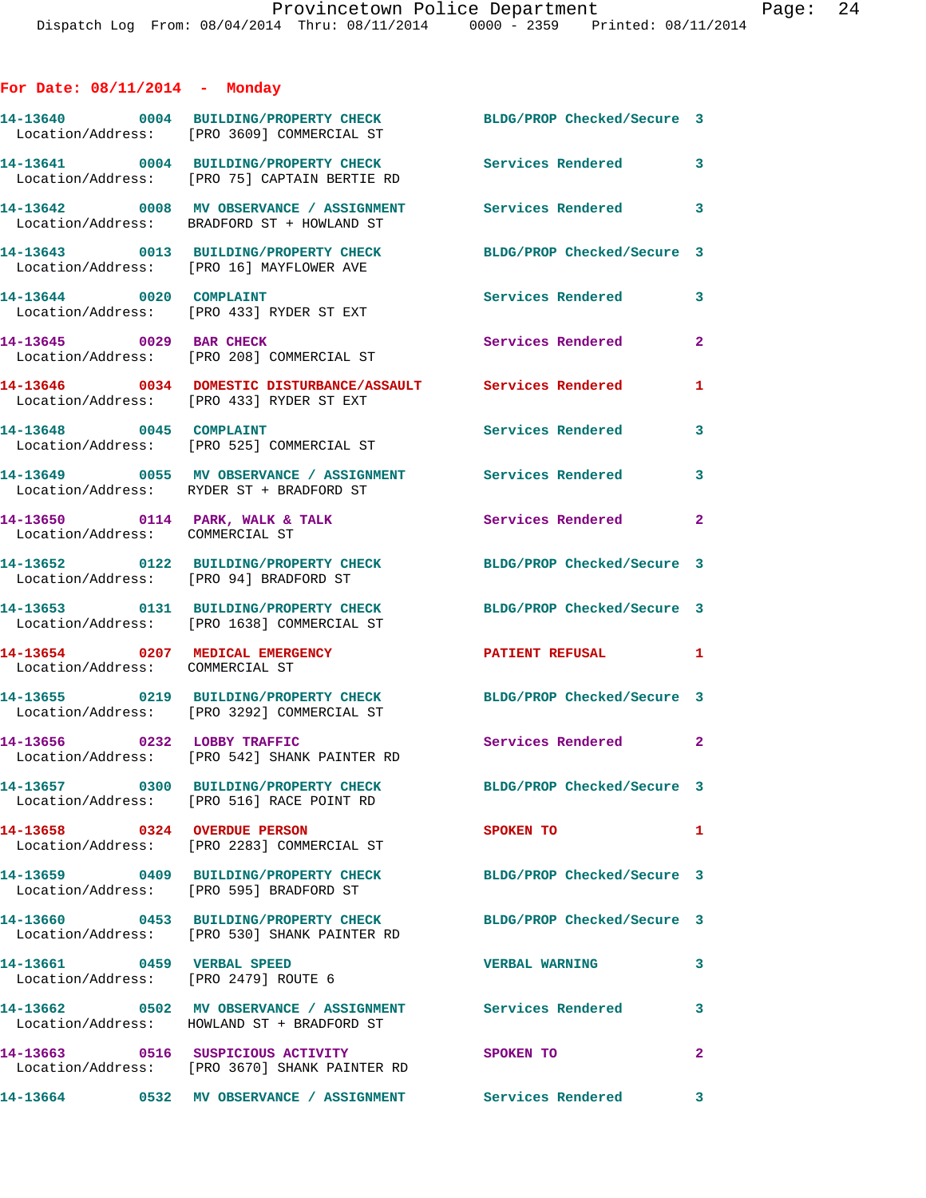## For Date: 08/11/2014 - Monday

**14-13640** 0004 **BUILDING/PROPERTY CHECK** BLDG/PROP Checked/Secure 3
Location/Address: [PRO 3609] COMMERCIAL ST

**14-13641** 0004 **BUILDING/PROPERTY CHECK** Services Rendered 3
Location/Address: [PRO 75] CAPTAIN BERTIE RD

**14-13642** 0008 **MV OBSERVANCE / ASSIGNMENT** Services Rendered 3
Location/Address: BRADFORD ST + HOWLAND ST

**14-13643** 0013 **BUILDING/PROPERTY CHECK** BLDG/PROP Checked/Secure 3
Location/Address: [PRO 16] MAYFLOWER AVE

**14-13644** 0020 **COMPLAINT** Services Rendered 3
Location/Address: [PRO 433] RYDER ST EXT

**14-13645** 0029 **BAR CHECK** Services Rendered 2
Location/Address: [PRO 208] COMMERCIAL ST

**14-13646** 0034 **DOMESTIC DISTURBANCE/ASSAULT** Services Rendered 1
Location/Address: [PRO 433] RYDER ST EXT

**14-13648** 0045 **COMPLAINT** Services Rendered 3
Location/Address: [PRO 525] COMMERCIAL ST

**14-13649** 0055 **MV OBSERVANCE / ASSIGNMENT** Services Rendered 3
Location/Address: RYDER ST + BRADFORD ST

**14-13650** 0114 **PARK, WALK & TALK** Services Rendered 2
Location/Address: COMMERCIAL ST

**14-13652** 0122 **BUILDING/PROPERTY CHECK** BLDG/PROP Checked/Secure 3
Location/Address: [PRO 94] BRADFORD ST

**14-13653** 0131 **BUILDING/PROPERTY CHECK** BLDG/PROP Checked/Secure 3
Location/Address: [PRO 1638] COMMERCIAL ST

**14-13654** 0207 **MEDICAL EMERGENCY** PATIENT REFUSAL 1
Location/Address: COMMERCIAL ST

**14-13655** 0219 **BUILDING/PROPERTY CHECK** BLDG/PROP Checked/Secure 3
Location/Address: [PRO 3292] COMMERCIAL ST

**14-13656** 0232 **LOBBY TRAFFIC** Services Rendered 2
Location/Address: [PRO 542] SHANK PAINTER RD

**14-13657** 0300 **BUILDING/PROPERTY CHECK** BLDG/PROP Checked/Secure 3
Location/Address: [PRO 516] RACE POINT RD

**14-13658** 0324 **OVERDUE PERSON** SPOKEN TO 1
Location/Address: [PRO 2283] COMMERCIAL ST

**14-13659** 0409 **BUILDING/PROPERTY CHECK** BLDG/PROP Checked/Secure 3
Location/Address: [PRO 595] BRADFORD ST

**14-13660** 0453 **BUILDING/PROPERTY CHECK** BLDG/PROP Checked/Secure 3
Location/Address: [PRO 530] SHANK PAINTER RD

**14-13661** 0459 **VERBAL SPEED** VERBAL WARNING 3
Location/Address: [PRO 2479] ROUTE 6

**14-13662** 0502 **MV OBSERVANCE / ASSIGNMENT** Services Rendered 3
Location/Address: HOWLAND ST + BRADFORD ST

**14-13663** 0516 **SUSPICIOUS ACTIVITY** SPOKEN TO 2
Location/Address: [PRO 3670] SHANK PAINTER RD

**14-13664** 0532 **MV OBSERVANCE / ASSIGNMENT** Services Rendered 3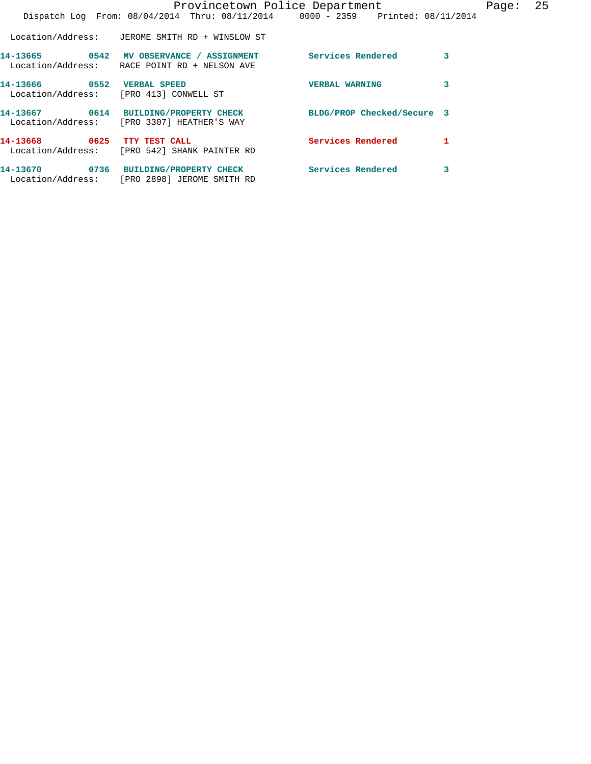Location/Address: JEROME SMITH RD + WINSLOW ST

**14-13665 0542 MV OBSERVANCE / ASSIGNMENT** Services Rendered 3
Location/Address: RACE POINT RD + NELSON AVE

**14-13666 0552 VERBAL SPEED** VERBAL WARNING 3
Location/Address: [PRO 413] CONWELL ST

**14-13667 0614 BUILDING/PROPERTY CHECK** BLDG/PROP Checked/Secure 3
Location/Address: [PRO 3307] HEATHER'S WAY

**14-13668 0625 TTY TEST CALL** Services Rendered 1
Location/Address: [PRO 542] SHANK PAINTER RD

**14-13670 0736 BUILDING/PROPERTY CHECK** Services Rendered 3
Location/Address: [PRO 2898] JEROME SMITH RD